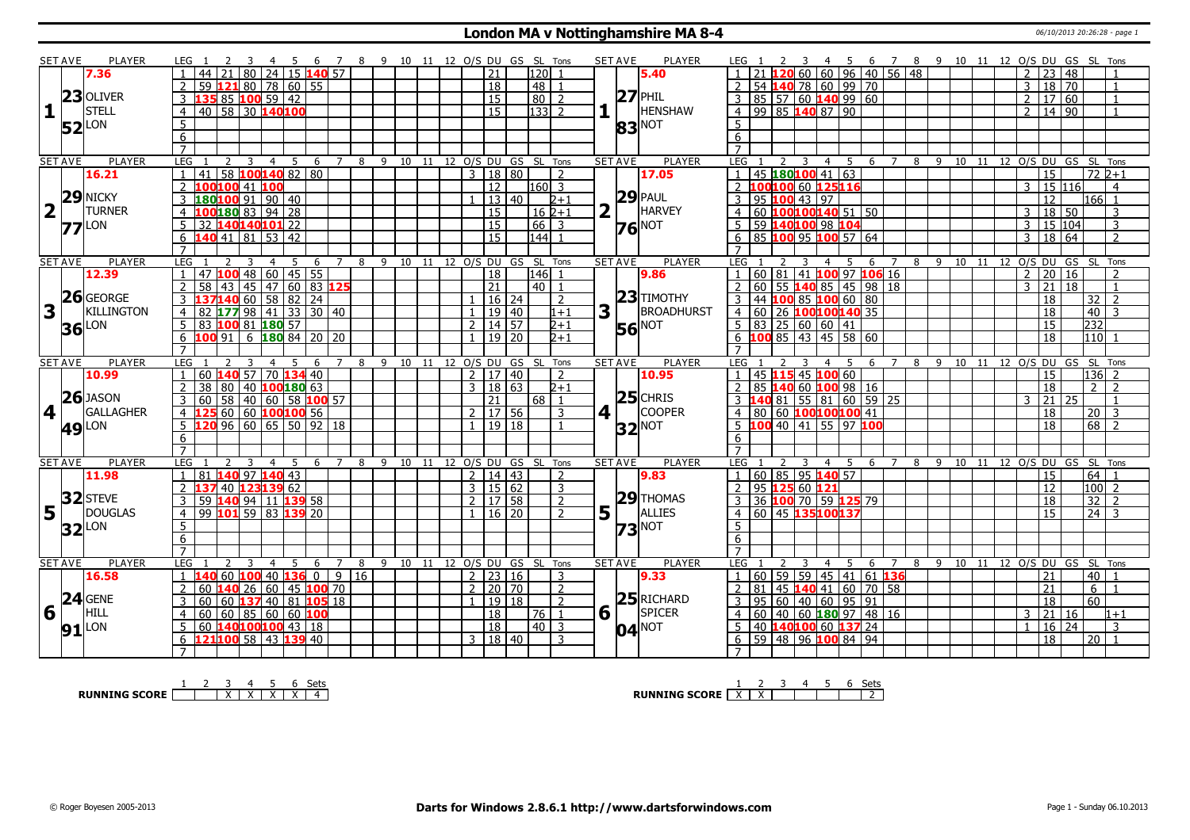# London MA v Nottinghamshire MA 8-4

06/10/2013 20:26:28 - page 1

| SET | AVE | PLAYER | LEG | 1 | 2 | 3 | 4 | 5 | 6 | 7 | 8 | 9 | 10 | 11 | 12 | O/S | DU | GS | SL | Tons | SET | AVE | PLAYER | LEG | 1 | 2 | 3 | 4 | 5 | 6 | 7 | 8 | 9 | 10 | 11 | 12 | O/S | DU | GS | SL | Tons |
|---|---|---|---|---|---|---|---|---|---|---|---|---|---|---|---|---|---|---|---|---|---|---|---|---|---|---|---|---|---|---|---|---|---|---|---|---|---|---|---|---|---|
| 1 | 7.36 | 23 OLIVER STELL 52 LON | 1 | 44 | 21 | 80 | 24 | 15 | 140 | 57 | | | | | | | 21 | | 120 | 1 | 1 | 5.40 | 27 PHIL HENSHAW 83 NOT | 1 | 21 | 120 | 60 | 60 | 96 | 40 | 56 | 48 | | | | | 2 | 23 | 48 | | 1 |
| | | | 2 | 59 | 121 | 80 | 78 | 60 | 55 | | | | | | | | 18 | | 48 | 1 | | | | 2 | 54 | 140 | 78 | 60 | 99 | 70 | | | | | | | 3 | 18 | 70 | | 1 |
| | | | 3 | 135 | 85 | 100 | 59 | 42 | | | | | | | | | 15 | | 80 | 2 | | | | 3 | 85 | 57 | 60 | 140 | 99 | 60 | | | | | | | 2 | 17 | 60 | | 1 |
| | | | 4 | 40 | 58 | 30 | 140 | 100 | | | | | | | | | 15 | | 133 | 2 | | | | 4 | 99 | 85 | 140 | 87 | 90 | | | | | | | | 2 | 14 | 90 | | 1 |
| 2 | 16.21 | 29 NICKY TURNER 77 LON | 1 | 41 | 58 | 100 | 140 | 82 | 80 | | | | | | | 3 | 18 | 80 | | 2 | 2 | 17.05 | 29 PAUL HARVEY 76 NOT | 1 | 45 | 180 | 100 | 41 | 63 | | | | | | | | | 15 | | 72 | 2+1 |
| | | | 2 | 100 | 100 | 41 | 100 | | | | | | | | | | 12 | | 160 | 3 | | | | 2 | 100 | 100 | 60 | 125 | 116 | | | | | | | | 3 | 15 | 116 | | 4 |
| | | | 3 | 180 | 100 | 91 | 90 | 40 | | | | | | | | 1 | 13 | 40 | | 2+1 | | | | 3 | 95 | 100 | 43 | 97 | | | | | | | | | | 12 | | 166 | 1 |
| | | | 4 | 100 | 180 | 83 | 94 | 28 | | | | | | | | | 15 | | 16 | 2+1 | | | | 4 | 60 | 100 | 100 | 140 | 51 | 50 | | | | | | | 3 | 18 | 50 | | 3 |
| | | | 5 | 32 | 140 | 140 | 101 | 22 | | | | | | | | | 15 | | 66 | 3 | | | | 5 | 59 | 140 | 100 | 98 | 104 | | | | | | | | 3 | 15 | 104 | | 3 |
| | | | 6 | 140 | 41 | 81 | 53 | 42 | | | | | | | | | 15 | | 144 | 1 | | | | 6 | 85 | 100 | 95 | 100 | 57 | 64 | | | | | | | 3 | 18 | 64 | | 2 |
| 3 | 12.39 | 26 GEORGE KILLINGTON 36 LON | 1 | 47 | 100 | 48 | 60 | 45 | 55 | | | | | | | | 18 | | 146 | 1 | 3 | 9.86 | 23 TIMOTHY BROADHURST 56 NOT | 1 | 60 | 81 | 41 | 100 | 97 | 106 | 16 | | | | | | 2 | 20 | 16 | | 2 |
| | | | 2 | 58 | 43 | 45 | 47 | 60 | 83 | 125 | | | | | | | 21 | | 40 | 1 | | | | 2 | 60 | 55 | 140 | 85 | 45 | 98 | 18 | | | | | | 3 | 21 | 18 | | 1 |
| | | | 3 | 137 | 140 | 60 | 58 | 82 | 24 | | | | | | | 1 | 16 | 24 | | 2 | | | | 3 | 44 | 100 | 85 | 100 | 60 | 80 | | | | | | | | 18 | | 32 | 2 |
| | | | 4 | 82 | 177 | 98 | 41 | 33 | 30 | 40 | | | | | | 1 | 19 | 40 | | 1+1 | | | | 4 | 60 | 26 | 100 | 100 | 140 | 35 | | | | | | | | 18 | | 40 | 3 |
| | | | 5 | 83 | 100 | 81 | 180 | 57 | | | | | | | | 2 | 14 | 57 | | 2+1 | | | | 5 | 83 | 25 | 60 | 60 | 41 | | | | | | | | | 15 | | 232 | |
| | | | 6 | 100 | 91 | 6 | 180 | 84 | 20 | 20 | | | | | | 1 | 19 | 20 | | 2+1 | | | | 6 | 100 | 85 | 43 | 45 | 58 | 60 | | | | | | | | 18 | | 110 | 1 |
| 4 | 10.99 | 26 JASON GALLAGHER 49 LON | 1 | 60 | 140 | 57 | 70 | 134 | 40 | | | | | | | 2 | 17 | 40 | | 2 | 4 | 10.95 | 25 CHRIS COOPER 32 NOT | 1 | 45 | 115 | 45 | 100 | 60 | | | | | | | | | 15 | | 136 | 2 |
| | | | 2 | 38 | 80 | 40 | 100 | 180 | 63 | | | | | | | 3 | 18 | 63 | | 2+1 | | | | 2 | 85 | 140 | 60 | 100 | 98 | 16 | | | | | | | | 18 | | 2 | 2 |
| | | | 3 | 60 | 58 | 40 | 60 | 58 | 100 | 57 | | | | | | | 21 | | 68 | 1 | | | | 3 | 140 | 81 | 55 | 81 | 60 | 59 | 25 | | | | | | 3 | 21 | 25 | | 1 |
| | | | 4 | 125 | 60 | 60 | 100 | 100 | 56 | | | | | | | 2 | 17 | 56 | | 3 | | | | 4 | 80 | 60 | 100 | 100 | 100 | 41 | | | | | | | | 18 | | 20 | 3 |
| | | | 5 | 120 | 96 | 60 | 65 | 50 | 92 | 18 | | | | | | 1 | 19 | 18 | | 1 | | | | 5 | 100 | 40 | 41 | 55 | 97 | 100 | | | | | | | | 18 | | 68 | 2 |
| 5 | 11.98 | 32 STEVE DOUGLAS 32 LON | 1 | 81 | 140 | 97 | 140 | 43 | | | | | | | | 2 | 14 | 43 | | 2 | 5 | 9.83 | 29 THOMAS ALLIES 73 NOT | 1 | 60 | 85 | 95 | 140 | 57 | | | | | | | | | 15 | | 64 | 1 |
| | | | 2 | 137 | 40 | 123 | 139 | 62 | | | | | | | | 3 | 15 | 62 | | 3 | | | | 2 | 95 | 125 | 60 | 121 | | | | | | | | | | 12 | | 100 | 2 |
| | | | 3 | 59 | 140 | 94 | 11 | 139 | 58 | | | | | | | 2 | 17 | 58 | | 2 | | | | 3 | 36 | 100 | 70 | 59 | 125 | 79 | | | | | | | | 18 | | 32 | 2 |
| | | | 4 | 99 | 101 | 59 | 83 | 139 | 20 | | | | | | | 1 | 16 | 20 | | 2 | | | | 4 | 60 | 45 | 135 | 100 | 137 | | | | | | | | | 15 | | 24 | 3 |
| 6 | 16.58 | 24 GENE HILL 91 LON | 1 | 140 | 60 | 100 | 40 | 136 | 0 | 9 | 16 | | | | | 2 | 23 | 16 | | 3 | 6 | 9.33 | 25 RICHARD SPICER 04 NOT | 1 | 60 | 59 | 59 | 45 | 41 | 61 | 136 | | | | | | | 21 | | 40 | 1 |
| | | | 2 | 60 | 140 | 26 | 60 | 45 | 100 | 70 | | | | | | 2 | 20 | 70 | | 2 | | | | 2 | 81 | 45 | 140 | 41 | 60 | 70 | 58 | | | | | | | 21 | | 6 | 1 |
| | | | 3 | 60 | 60 | 137 | 40 | 81 | 105 | 18 | | | | | | 1 | 19 | 18 | | 2 | | | | 3 | 95 | 60 | 40 | 60 | 95 | 91 | | | | | | | | 18 | | 60 | |
| | | | 4 | 60 | 60 | 85 | 60 | 60 | 100 | | | | | | | | 18 | | 76 | 1 | | | | 4 | 60 | 40 | 60 | 180 | 97 | 48 | 16 | | | | | | 3 | 21 | 16 | | 1+1 |
| | | | 5 | 60 | 140 | 100 | 100 | 43 | 18 | | | | | | | | 18 | | 40 | 3 | | | | 5 | 40 | 140 | 100 | 60 | 137 | 24 | | | | | | | 1 | 16 | 24 | | 3 |
| | | | 6 | 121 | 100 | 58 | 43 | 139 | 40 | | | | | | | 3 | 18 | 40 | | 3 | | | | 6 | 59 | 48 | 96 | 100 | 84 | 94 | | | | | | | | 18 | | 20 | 1 |

| RUNNING SCORE | 1 | 2 | 3 | 4 | 5 | 6 | Sets |
|---|---|---|---|---|---|---|---|
| London | | | X | X | X | X | 4 |
| Nottinghamshire | X | X | | | | | 2 |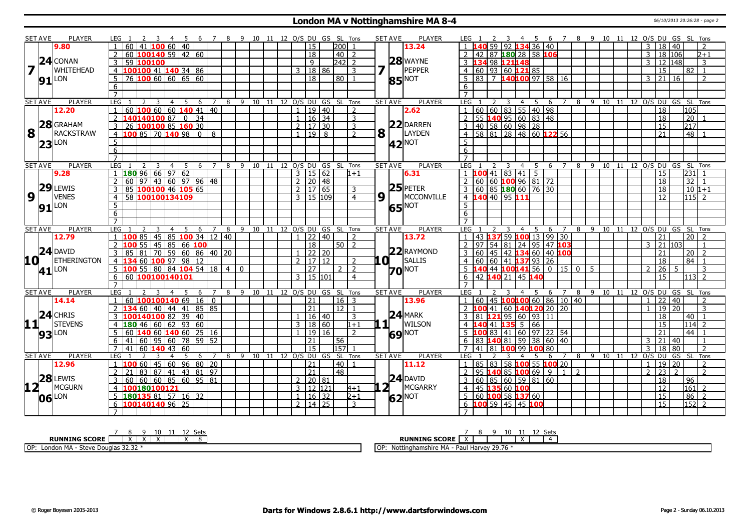# London MA v Nottinghamshire MA 8-4

06/10/2013 20:26:28 - page 2

| SET AVE | PLAYER | LEG | 1 | 2 | 3 | 4 | 5 | 6 | 7 | 8 | 9 | 10 | 11 | 12 | O/S | DU | GS | SL | Tons | SET AVE | PLAYER | LEG | 1 | 2 | 3 | 4 | 5 | 6 | 7 | 8 | 9 | 10 | 11 | 12 | O/S | DU | GS | SL | Tons |
|---|---|---|---|---|---|---|---|---|---|---|---|---|---|---|---|---|---|---|---|---|---|---|---|---|---|---|---|---|---|---|---|---|---|---|---|---|---|---|---|
| 9.80 | | 1 | 60 | 41 | 100 | 60 | 40 | | | | | | | | | 15 | | 200 | 1 | 13.24 | | 1 | 140 | 59 | 92 | 134 | 36 | 40 | | | | | | | 3 | 18 | 40 | | 2 |
| 24 | CONAN | 2 | 60 | 100 | 140 | 59 | 42 | 60 | | | | | | | | 18 | | 40 | 2 | 28 | WAYNE | 2 | 42 | 87 | 180 | 28 | 58 | 106 | | | | | | | 3 | 18 | 106 | | 2+1 |
| 7 | WHITEHEAD | 3 | 59 | 100 | 100 | | | | | | | | | | | 9 | | 242 | 2 | 7 | PEPPER | 3 | 134 | 98 | 121 | 148 | | | | | | | | | 3 | 12 | 148 | | 3 |
| 91 | LON | 4 | 100 | 100 | 41 | 140 | 34 | 86 | | | | | | | 3 | 18 | 86 | | 3 | 85 | NOT | 4 | 60 | 93 | 60 | 121 | 85 | | | | | | | | | 15 | | 82 | 1 |
| | | 5 | 76 | 100 | 60 | 60 | 65 | 60 | | | | | | | | 18 | | 80 | 1 | | | 5 | 83 | 7 | 140 | 100 | 97 | 58 | 16 | | | | | | 3 | 21 | 16 | | 2 |
| | | 6 | | | | | | | | | | | | | | | | | | | | 6 | | | | | | | | | | | | | | | | | |
| | | 7 | | | | | | | | | | | | | | | | | | | | 7 | | | | | | | | | | | | | | | | | |
| SET AVE | PLAYER | LEG | 1 | 2 | 3 | 4 | 5 | 6 | 7 | 8 | 9 | 10 | 11 | 12 | O/S | DU | GS | SL | Tons | SET AVE | PLAYER | LEG | 1 | 2 | 3 | 4 | 5 | 6 | 7 | 8 | 9 | 10 | 11 | 12 | O/S | DU | GS | SL | Tons |
| 12.20 | | 1 | 60 | 100 | 60 | 60 | 140 | 41 | 40 | | | | | | 1 | 19 | 40 | | 2 | 2.62 | | 1 | 60 | 60 | 83 | 55 | 40 | 98 | | | | | | | | 18 | | 105 | |
| 28 | GRAHAM | 2 | 140 | 140 | 100 | 87 | 0 | 34 | | | | | | | 1 | 16 | 34 | | 3 | 22 | DARREN | 2 | 55 | 140 | 95 | 60 | 83 | 48 | | | | | | | | 18 | | 20 | 1 |
| 8 | RACKSTRAW | 3 | 26 | 100 | 100 | 85 | 160 | 30 | | | | | | | 2 | 17 | 30 | | 3 | 8 | LAYDEN | 3 | 40 | 58 | 60 | 98 | 28 | | | | | | | | | 15 | | 217 | |
| 23 | LON | 4 | 100 | 85 | 70 | 140 | 98 | 0 | 8 | | | | | | 1 | 19 | 8 | | 2 | 42 | NOT | 4 | 58 | 81 | 28 | 48 | 60 | 122 | 56 | | | | | | | 21 | | 48 | 1 |
| | | 5 | | | | | | | | | | | | | | | | | | | | 5 | | | | | | | | | | | | | | | | | |
| | | 6 | | | | | | | | | | | | | | | | | | | | 6 | | | | | | | | | | | | | | | | | |
| | | 7 | | | | | | | | | | | | | | | | | | | | 7 | | | | | | | | | | | | | | | | | |
| SET AVE | PLAYER | LEG | 1 | 2 | 3 | 4 | 5 | 6 | 7 | 8 | 9 | 10 | 11 | 12 | O/S | DU | GS | SL | Tons | SET AVE | PLAYER | LEG | 1 | 2 | 3 | 4 | 5 | 6 | 7 | 8 | 9 | 10 | 11 | 12 | O/S | DU | GS | SL | Tons |
| 9.28 | | 1 | 180 | 96 | 66 | 97 | 62 | | | | | | | | 3 | 15 | 62 | | 1+1 | 6.31 | | 1 | 100 | 41 | 83 | 41 | 5 | | | | | | | | | 15 | | 231 | 1 |
| 29 | LEWIS | 2 | 60 | 97 | 43 | 60 | 97 | 96 | 48 | | | | | | 2 | 20 | 48 | | | 25 | PETER | 2 | 60 | 60 | 100 | 96 | 81 | 72 | | | | | | | | 18 | | 32 | 1 |
| 9 | VENES | 3 | 85 | 100 | 100 | 46 | 105 | 65 | | | | | | | 2 | 17 | 65 | | 3 | 9 | MCCONVILLE | 3 | 60 | 85 | 180 | 60 | 76 | 30 | | | | | | | | 18 | | 10 | 1+1 |
| 91 | LON | 4 | 58 | 100 | 100 | 134 | 109 | | | | | | | | 3 | 15 | 109 | | 4 | 65 | NOT | 4 | 140 | 40 | 95 | 111 | | | | | | | | | | 12 | | 115 | 2 |
| | | 5 | | | | | | | | | | | | | | | | | | | | 5 | | | | | | | | | | | | | | | | | |
| | | 6 | | | | | | | | | | | | | | | | | | | | 6 | | | | | | | | | | | | | | | | | |
| | | 7 | | | | | | | | | | | | | | | | | | | | 7 | | | | | | | | | | | | | | | | | |
| SET AVE | PLAYER | LEG | 1 | 2 | 3 | 4 | 5 | 6 | 7 | 8 | 9 | 10 | 11 | 12 | O/S | DU | GS | SL | Tons | SET AVE | PLAYER | LEG | 1 | 2 | 3 | 4 | 5 | 6 | 7 | 8 | 9 | 10 | 11 | 12 | O/S | DU | GS | SL | Tons |
| 12.79 | | 1 | 100 | 85 | 45 | 85 | 100 | 34 | 12 | 40 | | | | | 1 | 22 | 40 | | 2 | 13.72 | | 1 | 43 | 137 | 59 | 100 | 13 | 99 | 30 | | | | | | | 21 | | 20 | 2 |
| 24 | DAVID | 2 | 100 | 55 | 45 | 85 | 66 | 100 | | | | | | | | 18 | | 50 | 2 | 22 | RAYMOND | 2 | 97 | 54 | 81 | 24 | 95 | 47 | 103 | | | | | | 3 | 21 | 103 | | 1 |
| 10 | ETHERINGTON | 3 | 85 | 81 | 70 | 59 | 60 | 86 | 40 | 20 | | | | | 1 | 22 | 20 | | | 10 | SALLIS | 3 | 60 | 45 | 42 | 134 | 60 | 40 | 100 | | | | | | | 21 | | 20 | 2 |
| 41 | LON | 4 | 134 | 60 | 100 | 97 | 98 | 12 | | | | | | | 2 | 17 | 12 | | 2 | 70 | NOT | 4 | 60 | 60 | 41 | 137 | 93 | 26 | | | | | | | | 18 | | 84 | 1 |
| | | 5 | 100 | 55 | 80 | 84 | 104 | 54 | 18 | 4 | 0 | | | | | 27 | | 2 | 2 | | | 5 | 140 | 44 | 100 | 141 | 56 | 0 | 15 | 0 | 5 | | | | 2 | 26 | 5 | | 3 |
| | | 6 | 60 | 100 | 100 | 140 | 101 | | | | | | | | 3 | 15 | 101 | | 4 | | | 6 | 42 | 140 | 21 | 45 | 140 | | | | | | | | | 15 | | 113 | 2 |
| | | 7 | | | | | | | | | | | | | | | | | | | | 7 | | | | | | | | | | | | | | | | | |
| SET AVE | PLAYER | LEG | 1 | 2 | 3 | 4 | 5 | 6 | 7 | 8 | 9 | 10 | 11 | 12 | O/S | DU | GS | SL | Tons | SET AVE | PLAYER | LEG | 1 | 2 | 3 | 4 | 5 | 6 | 7 | 8 | 9 | 10 | 11 | 12 | O/S | DU | GS | SL | Tons |
| 14.14 | | 1 | 60 | 100 | 100 | 140 | 69 | 16 | 0 | | | | | | | 21 | | 16 | 3 | 13.96 | | 1 | 60 | 45 | 100 | 100 | 60 | 86 | 10 | 40 | | | | | 1 | 22 | 40 | | 2 |
| 24 | CHRIS | 2 | 134 | 60 | 40 | 44 | 41 | 85 | 85 | | | | | | | 21 | | 12 | 1 | 24 | MARK | 2 | 100 | 41 | 60 | 140 | 120 | 20 | 20 | | | | | | 1 | 19 | 20 | | 3 |
| 11 | STEVENS | 3 | 100 | 140 | 100 | 82 | 39 | 40 | | | | | | | 1 | 16 | 40 | | 3 | 11 | WILSON | 3 | 81 | 121 | 95 | 60 | 93 | 11 | | | | | | | | 18 | | 40 | 1 |
| 93 | LON | 4 | 180 | 46 | 60 | 62 | 93 | 60 | | | | | | | 3 | 18 | 60 | | 1+1 | 69 | NOT | 4 | 140 | 41 | 135 | 5 | 66 | | | | | | | | | 15 | | 114 | 2 |
| | | 5 | 60 | 140 | 60 | 140 | 60 | 25 | 16 | | | | | | 1 | 19 | 16 | | 2 | | | 5 | 100 | 83 | 41 | 60 | 97 | 22 | 54 | | | | | | | 21 | | 44 | 1 |
| | | 6 | 41 | 60 | 95 | 60 | 78 | 59 | 52 | | | | | | | 21 | | 56 | | | | 6 | 83 | 140 | 81 | 59 | 38 | 60 | 40 | | | | | | 3 | 21 | 40 | | 1 |
| | | 7 | 41 | 60 | 140 | 43 | 60 | | | | | | | | | 15 | | 157 | 1 | | | 7 | 41 | 81 | 100 | 99 | 100 | 80 | | | | | | | 3 | 18 | 80 | | 2 |
| SET AVE | PLAYER | LEG | 1 | 2 | 3 | 4 | 5 | 6 | 7 | 8 | 9 | 10 | 11 | 12 | O/S | DU | GS | SL | Tons | SET AVE | PLAYER | LEG | 1 | 2 | 3 | 4 | 5 | 6 | 7 | 8 | 9 | 10 | 11 | 12 | O/S | DU | GS | SL | Tons |
| 12.96 | | 1 | 100 | 60 | 45 | 60 | 96 | 80 | 20 | | | | | | | 21 | | 40 | 1 | 11.12 | | 1 | 85 | 83 | 58 | 100 | 55 | 100 | 20 | | | | | | 1 | 19 | 20 | | 2 |
| 28 | LEWIS | 2 | 21 | 83 | 87 | 41 | 43 | 81 | 97 | | | | | | | 21 | | 48 | | 24 | DAVID | 2 | 95 | 140 | 85 | 100 | 69 | 9 | 1 | 2 | | | | | 2 | 23 | 2 | | 2 |
| 12 | MCGURN | 3 | 60 | 60 | 60 | 85 | 60 | 95 | 81 | | | | | | 2 | 20 | 81 | | | 12 | MCGARRY | 3 | 60 | 85 | 60 | 59 | 81 | 60 | | | | | | | | 18 | | 96 | |
| 06 | LON | 4 | 100 | 180 | 100 | 121 | | | | | | | | | 3 | 12 | 121 | | 4+1 | 62 | NOT | 4 | 45 | 135 | 60 | 100 | | | | | | | | | | 12 | | 161 | 2 |
| | | 5 | 180 | 135 | 81 | 57 | 16 | 32 | | | | | | | 1 | 16 | 32 | | 2+1 | | | 5 | 60 | 100 | 58 | 137 | 60 | | | | | | | | | 15 | | 86 | 2 |
| | | 6 | 100 | 140 | 140 | 96 | 25 | | | | | | | | 2 | 14 | 25 | | 3 | | | 6 | 100 | 59 | 45 | 45 | 100 | | | | | | | | | 15 | | 152 | 2 |
| | | 7 | | | | | | | | | | | | | | | | | | | | 7 | | | | | | | | | | | | | | | | | |

| RUNNING SCORE | 7 | 8 | 9 | 10 | 11 | 12 | Sets |
|---|---|---|---|---|---|---|---|
| London MA | | X | X | X | | X | 8 |
| Nottinghamshire MA | X | | | | X | | 4 |

OP: London MA - Steve Douglas 32.32 *

OP: Nottinghamshire MA - Paul Harvey 29.76 *

© Roger Boyesen 2005-2013 — Darts for Windows 2.8.6.1 http://www.dartsforwindows.com — Page 2 - Sunday 06.10.2013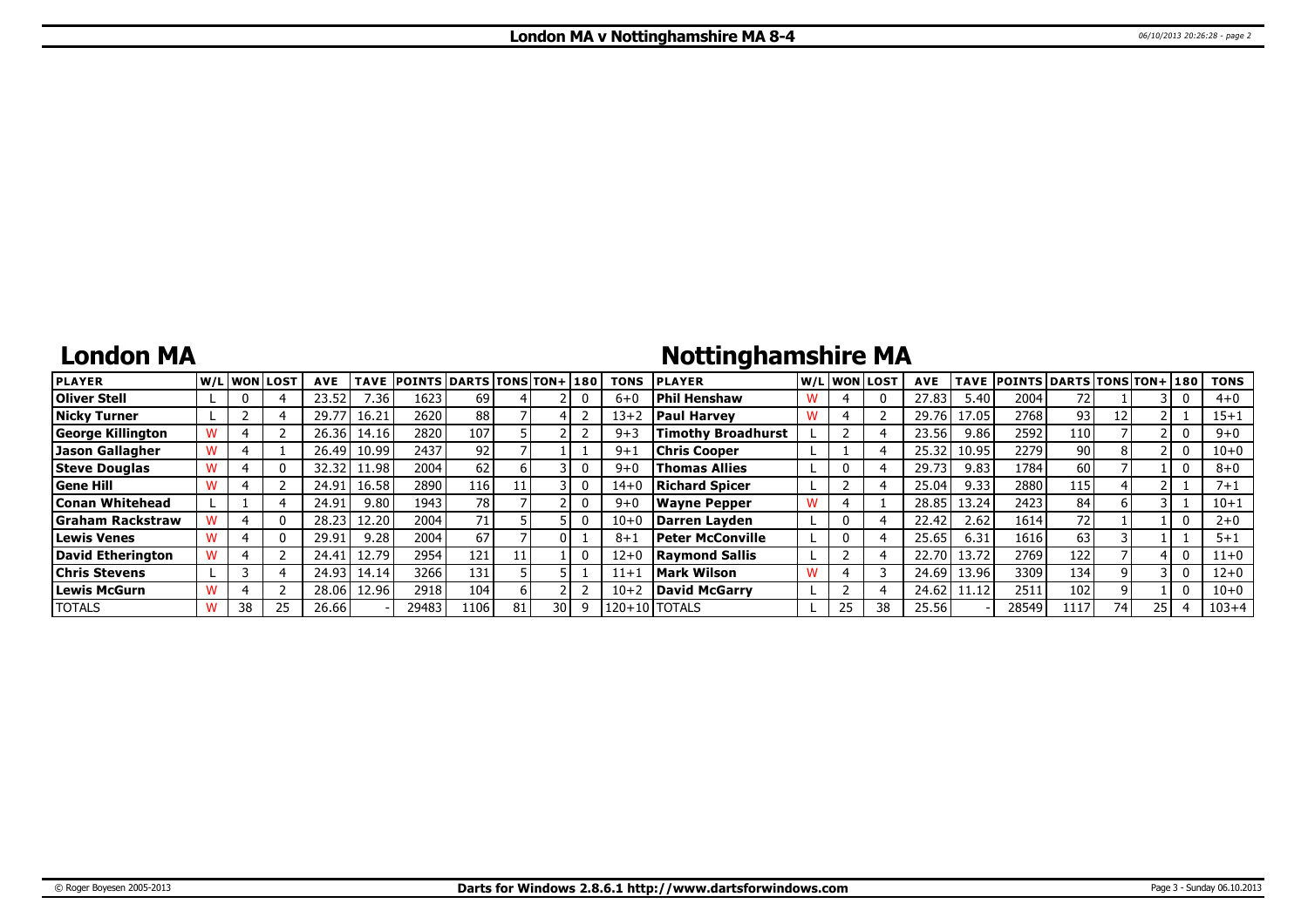# London MA v Nottinghamshire MA 8-4

## London MA

## Nottinghamshire MA

| PLAYER | W/L | WON | LOST | AVE | TAVE | POINTS | DARTS | TONS | TON+ | 180 | TONS | PLAYER | W/L | WON | LOST | AVE | TAVE | POINTS | DARTS | TONS | TON+ | 180 | TONS |
|---|---|---|---|---|---|---|---|---|---|---|---|---|---|---|---|---|---|---|---|---|---|---|---|
| **Oliver Stell** | L | 0 | 4 | 23.52 | 7.36 | 1623 | 69 | 4 | 2 | 0 | 6+0 | **Phil Henshaw** | W | 4 | 0 | 27.83 | 5.40 | 2004 | 72 | 1 | 3 | 0 | 4+0 |
| **Nicky Turner** | L | 2 | 4 | 29.77 | 16.21 | 2620 | 88 | 7 | 4 | 2 | 13+2 | **Paul Harvey** | W | 4 | 2 | 29.76 | 17.05 | 2768 | 93 | 12 | 3 | 1 | 15+1 |
| **George Killington** | W | 4 | 2 | 26.36 | 14.16 | 2820 | 107 | 5 | 2 | 2 | 9+3 | **Timothy Broadhurst** | L | 2 | 4 | 23.56 | 9.86 | 2592 | 110 | 7 | 2 | 0 | 9+0 |
| **Jason Gallagher** | W | 4 | 1 | 26.49 | 10.99 | 2437 | 92 | 7 | 1 | 1 | 9+1 | **Chris Cooper** | L | 1 | 4 | 25.32 | 10.95 | 2279 | 90 | 8 | 2 | 0 | 10+0 |
| **Steve Douglas** | W | 4 | 0 | 32.32 | 11.98 | 2004 | 62 | 6 | 3 | 0 | 9+0 | **Thomas Allies** | L | 0 | 4 | 29.73 | 9.83 | 1784 | 60 | 7 | 1 | 0 | 8+0 |
| **Gene Hill** | W | 4 | 2 | 24.91 | 16.58 | 2890 | 116 | 11 | 3 | 0 | 14+0 | **Richard Spicer** | L | 2 | 4 | 25.04 | 9.33 | 2880 | 115 | 4 | 2 | 1 | 7+1 |
| **Conan Whitehead** | L | 1 | 4 | 24.91 | 9.80 | 1943 | 78 | 7 | 2 | 0 | 9+0 | **Wayne Pepper** | W | 4 | 1 | 28.85 | 13.24 | 2423 | 84 | 6 | 3 | 1 | 10+1 |
| **Graham Rackstraw** | W | 4 | 0 | 28.23 | 12.20 | 2004 | 71 | 5 | 5 | 0 | 10+0 | **Darren Layden** | L | 0 | 4 | 22.42 | 2.62 | 1614 | 72 | 1 | 1 | 0 | 2+0 |
| **Lewis Venes** | W | 4 | 0 | 29.91 | 9.28 | 2004 | 67 | 7 | 0 | 1 | 8+1 | **Peter McConville** | L | 0 | 4 | 25.65 | 6.31 | 1616 | 63 | 3 | 1 | 1 | 5+1 |
| **David Etherington** | W | 4 | 2 | 24.41 | 12.79 | 2954 | 121 | 11 | 1 | 0 | 12+0 | **Raymond Sallis** | L | 2 | 4 | 22.70 | 13.72 | 2769 | 122 | 7 | 4 | 0 | 11+0 |
| **Chris Stevens** | L | 3 | 4 | 24.93 | 14.14 | 3266 | 131 | 5 | 5 | 1 | 11+1 | **Mark Wilson** | W | 4 | 3 | 24.69 | 13.96 | 3309 | 134 | 9 | 3 | 0 | 12+0 |
| **Lewis McGurn** | W | 4 | 2 | 28.06 | 12.96 | 2918 | 104 | 6 | 2 | 2 | 10+2 | **David McGarry** | L | 2 | 4 | 24.62 | 11.12 | 2511 | 102 | 9 | 1 | 0 | 10+0 |
| TOTALS | W | 38 | 25 | 26.66 | - | 29483 | 1106 | 81 | 30 | 9 | 120+10 | TOTALS | L | 25 | 38 | 25.56 | - | 28549 | 1117 | 74 | 25 | 4 | 103+4 |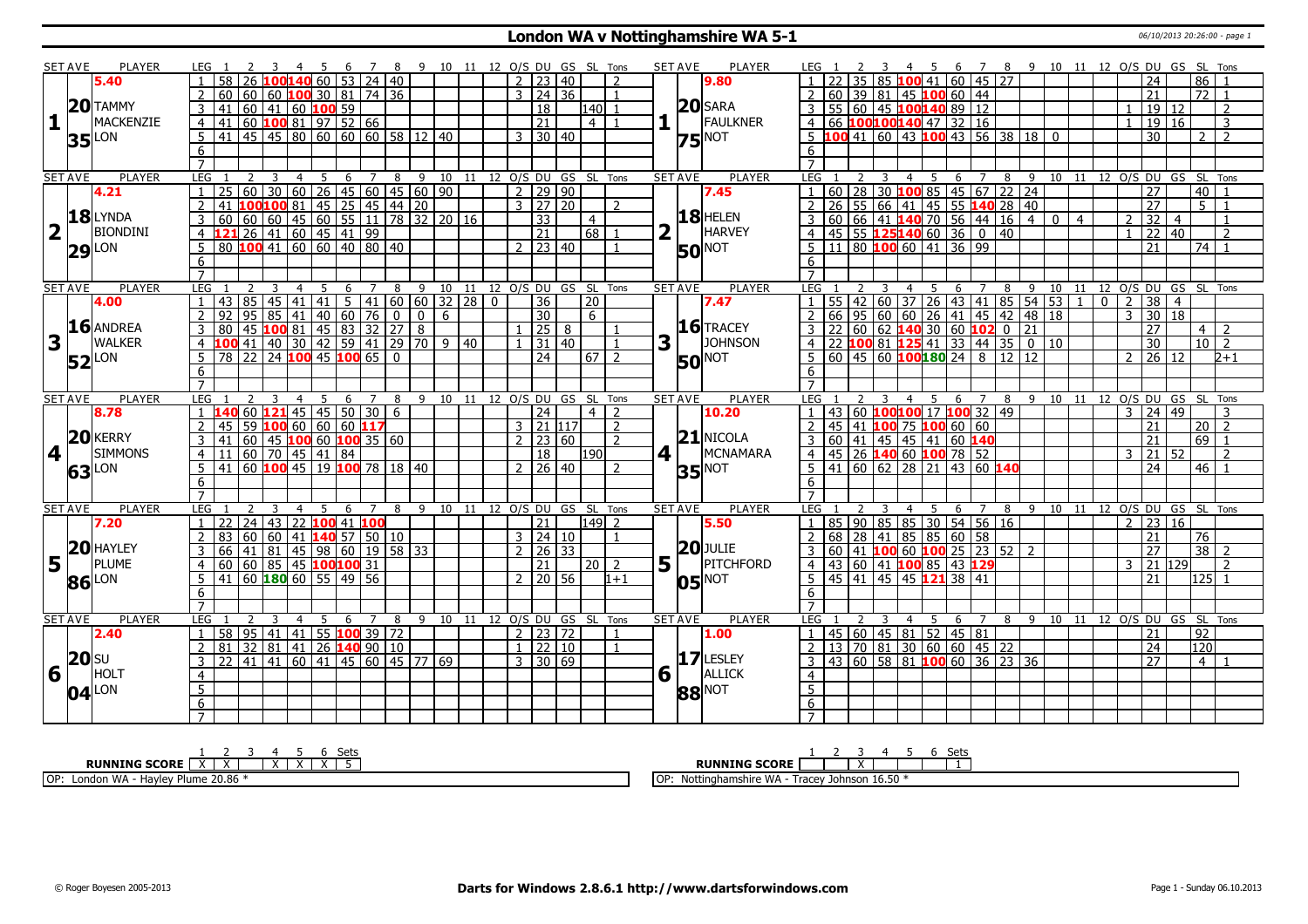# London WA v Nottinghamshire WA 5-1

06/10/2013 20:26:00 - page 1

| SET AVE | PLAYER | LEG | 1 | 2 | 3 | 4 | 5 | 6 | 7 | 8 | 9 | 10 | 11 | 12 | O/S | DU | GS | SL | Tons | SET AVE | PLAYER | LEG | 1 | 2 | 3 | 4 | 5 | 6 | 7 | 8 | 9 | 10 | 11 | 12 | O/S | DU | GS | SL | Tons |
|---|---|---|---|---|---|---|---|---|---|---|---|---|---|---|---|---|---|---|---|---|---|---|---|---|---|---|---|---|---|---|---|---|---|---|---|---|---|---|---|
| 5.40 | | 1 | 58 | 26 | 100 | 140 | 60 | 53 | 24 | 40 | | | | | 2 | 23 | 40 | | 2 | 9.80 | | 1 | 22 | 35 | 85 | 100 | 41 | 60 | 45 | 27 | | | | | | 24 | | 86 | 1 |
| 1 | 20 TAMMY MACKENZIE | 2 | 60 | 60 | 60 | 100 | 30 | 81 | 74 | 36 | | | | | 3 | 24 | 36 | | 1 | 1 | 20 SARA FAULKNER | 2 | 60 | 39 | 81 | 45 | 100 | 60 | 44 | | | | | | | 21 | | 72 | 1 |
| | | 3 | 41 | 60 | 41 | 60 | 100 | 59 | | | | | | | | 18 | | 140 | 1 | | | 3 | 55 | 60 | 45 | 100 | 140 | 89 | 12 | | | | | | 1 | 19 | 12 | | 2 |
| | | 4 | 41 | 60 | 100 | 81 | 97 | 52 | 66 | | | | | | | 21 | | 4 | 1 | | | 4 | 66 | 100 | 100 | 140 | 47 | 32 | 16 | | | | | | 1 | 19 | 16 | | 3 |
| | 35 LON | 5 | 41 | 45 | 45 | 80 | 60 | 60 | 60 | 58 | 12 | 40 | | | 3 | 30 | 40 | | | | 75 NOT | 5 | 100 | 41 | 60 | 43 | 100 | 43 | 56 | 38 | 18 | 0 | | | | 30 | | 2 | 2 |
| | | 6 | | | | | | | | | | | | | | | | | | | | 6 | | | | | | | | | | | | | | | | | |
| | | 7 | | | | | | | | | | | | | | | | | | | | 7 | | | | | | | | | | | | | | | | | |
| 4.21 | | 1 | 25 | 60 | 30 | 60 | 26 | 45 | 60 | 45 | 60 | 90 | | | 2 | 29 | 90 | | | 7.45 | | 1 | 60 | 28 | 30 | 100 | 85 | 45 | 67 | 22 | 24 | | | | | 27 | | 40 | 1 |
| 2 | 18 LYNDA BIONDINI | 2 | 41 | 100 | 100 | 81 | 45 | 25 | 45 | 44 | 20 | | | | 3 | 27 | 20 | | 2 | 2 | 18 HELEN HARVEY | 2 | 26 | 55 | 66 | 41 | 45 | 55 | 140 | 28 | 40 | | | | | 27 | | 5 | 1 |
| | | 3 | 60 | 60 | 60 | 45 | 60 | 55 | 11 | 78 | 32 | 20 | 16 | | | 33 | | 4 | | | | 3 | 60 | 66 | 41 | 140 | 70 | 56 | 44 | 16 | 4 | 0 | 4 | | 2 | 32 | 4 | | 1 |
| | | 4 | 121 | 26 | 41 | 60 | 45 | 41 | 99 | | | | | | | 21 | | 68 | 1 | | | 4 | 45 | 55 | 125 | 140 | 60 | 36 | 0 | 40 | | | | | 1 | 22 | 40 | | 2 |
| | 29 LON | 5 | 80 | 100 | 41 | 60 | 60 | 40 | 80 | 40 | | | | | 2 | 23 | 40 | | 1 | | 50 NOT | 5 | 11 | 80 | 100 | 60 | 41 | 36 | 99 | | | | | | | 21 | | 74 | 1 |
| | | 6 | | | | | | | | | | | | | | | | | | | | 6 | | | | | | | | | | | | | | | | | |
| | | 7 | | | | | | | | | | | | | | | | | | | | 7 | | | | | | | | | | | | | | | | | |
| 4.00 | | 1 | 43 | 85 | 45 | 41 | 41 | 5 | 41 | 60 | 60 | 32 | 28 | 0 | | 36 | | 20 | | 7.47 | | 1 | 55 | 42 | 60 | 37 | 26 | 43 | 41 | 85 | 54 | 53 | 1 | 0 | 2 | 38 | 4 | | |
| 3 | 16 ANDREA WALKER | 2 | 92 | 95 | 85 | 41 | 40 | 60 | 76 | 0 | 0 | 6 | | | | 30 | | 6 | | 3 | 16 TRACEY JOHNSON | 2 | 66 | 95 | 60 | 60 | 26 | 41 | 45 | 42 | 48 | 18 | | | 3 | 30 | 18 | | |
| | | 3 | 80 | 45 | 100 | 81 | 45 | 83 | 32 | 27 | 8 | | | | 1 | 25 | 8 | | 1 | | | 3 | 22 | 60 | 62 | 140 | 30 | 60 | 102 | 0 | 21 | | | | | 27 | | 4 | 2 |
| | | 4 | 100 | 41 | 40 | 30 | 42 | 59 | 41 | 29 | 70 | 9 | 40 | | 1 | 31 | 40 | | 1 | | | 4 | 22 | 100 | 81 | 125 | 41 | 33 | 44 | 35 | 0 | 10 | | | | 30 | | 10 | 2 |
| | 52 LON | 5 | 78 | 22 | 24 | 100 | 45 | 100 | 65 | 0 | | | | | | 24 | | 67 | 2 | | 50 NOT | 5 | 60 | 45 | 60 | 100 | 180 | 24 | 8 | 12 | 12 | | | | 2 | 26 | 12 | | 2+1 |
| | | 6 | | | | | | | | | | | | | | | | | | | | 6 | | | | | | | | | | | | | | | | | |
| | | 7 | | | | | | | | | | | | | | | | | | | | 7 | | | | | | | | | | | | | | | | | |
| 8.78 | | 1 | 140 | 60 | 121 | 45 | 45 | 50 | 30 | 6 | | | | | | 24 | | 4 | 2 | 10.20 | | 1 | 43 | 60 | 100 | 100 | 17 | 100 | 32 | 49 | | | | | 3 | 24 | 49 | | 3 |
| 4 | 20 KERRY SIMMONS | 2 | 45 | 59 | 100 | 60 | 60 | 60 | 117 | | | | | | 3 | 21 | 117 | | 2 | 4 | 21 NICOLA MCNAMARA | 2 | 45 | 41 | 100 | 75 | 100 | 60 | 60 | | | | | | | 21 | | 20 | 2 |
| | | 3 | 41 | 60 | 45 | 100 | 60 | 100 | 35 | 60 | | | | | 2 | 23 | 60 | | 2 | | | 3 | 60 | 41 | 45 | 45 | 41 | 60 | 140 | | | | | | | 21 | | 69 | 1 |
| | | 4 | 11 | 60 | 70 | 45 | 41 | 84 | | | | | | | | 18 | | 190 | | | | 4 | 45 | 26 | 140 | 60 | 100 | 78 | 52 | | | | | | 3 | 21 | 52 | | 2 |
| | 63 LON | 5 | 41 | 60 | 100 | 45 | 19 | 100 | 78 | 18 | 40 | | | | 2 | 26 | 40 | | 2 | | 35 NOT | 5 | 41 | 60 | 62 | 28 | 21 | 43 | 60 | 140 | | | | | | 24 | | 46 | 1 |
| | | 6 | | | | | | | | | | | | | | | | | | | | 6 | | | | | | | | | | | | | | | | | |
| | | 7 | | | | | | | | | | | | | | | | | | | | 7 | | | | | | | | | | | | | | | | | |
| 7.20 | | 1 | 22 | 24 | 43 | 22 | 100 | 41 | 100 | | | | | | | 21 | | 149 | 2 | 5.50 | | 1 | 85 | 90 | 85 | 85 | 30 | 54 | 56 | 16 | | | | | 2 | 23 | 16 | | |
| 5 | 20 HAYLEY PLUME | 2 | 83 | 60 | 60 | 41 | 140 | 57 | 50 | 10 | | | | | 3 | 24 | 10 | | 1 | 5 | 20 JULIE PITCHFORD | 2 | 68 | 28 | 41 | 85 | 85 | 60 | 58 | | | | | | | 21 | | 76 | |
| | | 3 | 66 | 41 | 81 | 45 | 98 | 60 | 19 | 58 | 33 | | | | 2 | 26 | 33 | | | | | 3 | 60 | 41 | 100 | 60 | 100 | 25 | 23 | 52 | 2 | | | | | 27 | | 38 | 2 |
| | | 4 | 60 | 60 | 85 | 45 | 100 | 100 | 31 | | | | | | | 21 | | 20 | 2 | | | 4 | 43 | 60 | 41 | 100 | 85 | 43 | 129 | | | | | | 3 | 21 | 129 | | 2 |
| | 86 LON | 5 | 41 | 60 | 180 | 60 | 55 | 49 | 56 | | | | | | 2 | 20 | 56 | | 1+1 | | 05 NOT | 5 | 45 | 41 | 45 | 45 | 121 | 38 | 41 | | | | | | | 21 | | 125 | 1 |
| | | 6 | | | | | | | | | | | | | | | | | | | | 6 | | | | | | | | | | | | | | | | | |
| | | 7 | | | | | | | | | | | | | | | | | | | | 7 | | | | | | | | | | | | | | | | | |
| 2.40 | | 1 | 58 | 95 | 41 | 41 | 55 | 100 | 39 | 72 | | | | | 2 | 23 | 72 | | 1 | 1.00 | | 1 | 45 | 60 | 45 | 81 | 52 | 45 | 81 | | | | | | | 21 | | 92 | |
| 6 | 20 SU HOLT | 2 | 81 | 32 | 81 | 41 | 26 | 140 | 90 | 10 | | | | | 1 | 22 | 10 | | 1 | 6 | 17 LESLEY ALLICK | 2 | 13 | 70 | 81 | 30 | 60 | 60 | 45 | 22 | | | | | | 24 | | 120 | |
| | | 3 | 22 | 41 | 41 | 60 | 41 | 45 | 60 | 45 | 77 | 69 | | | 3 | 30 | 69 | | | | | 3 | 43 | 60 | 58 | 81 | 100 | 60 | 36 | 23 | 36 | | | | | 27 | | 4 | 1 |
| | | 4 | | | | | | | | | | | | | | | | | | | | 4 | | | | | | | | | | | | | | | | | |
| | 04 LON | 5 | | | | | | | | | | | | | | | | | | | 88 NOT | 5 | | | | | | | | | | | | | | | | | |
| | | 6 | | | | | | | | | | | | | | | | | | | | 6 | | | | | | | | | | | | | | | | | |
| | | 7 | | | | | | | | | | | | | | | | | | | | 7 | | | | | | | | | | | | | | | | | |

| RUNNING SCORE | 1 | 2 | 3 | 4 | 5 | 6 | Sets |
|---|---|---|---|---|---|---|---|
| London WA | X | X | | X | X | X | 5 |
| Nottinghamshire WA | | | X | | | | 1 |

OP: London WA - Hayley Plume 20.86 *

OP: Nottinghamshire WA - Tracey Johnson 16.50 *

© Roger Boyesen 2005-2013 — Darts for Windows 2.8.6.1 http://www.dartsforwindows.com — Page 1 - Sunday 06.10.2013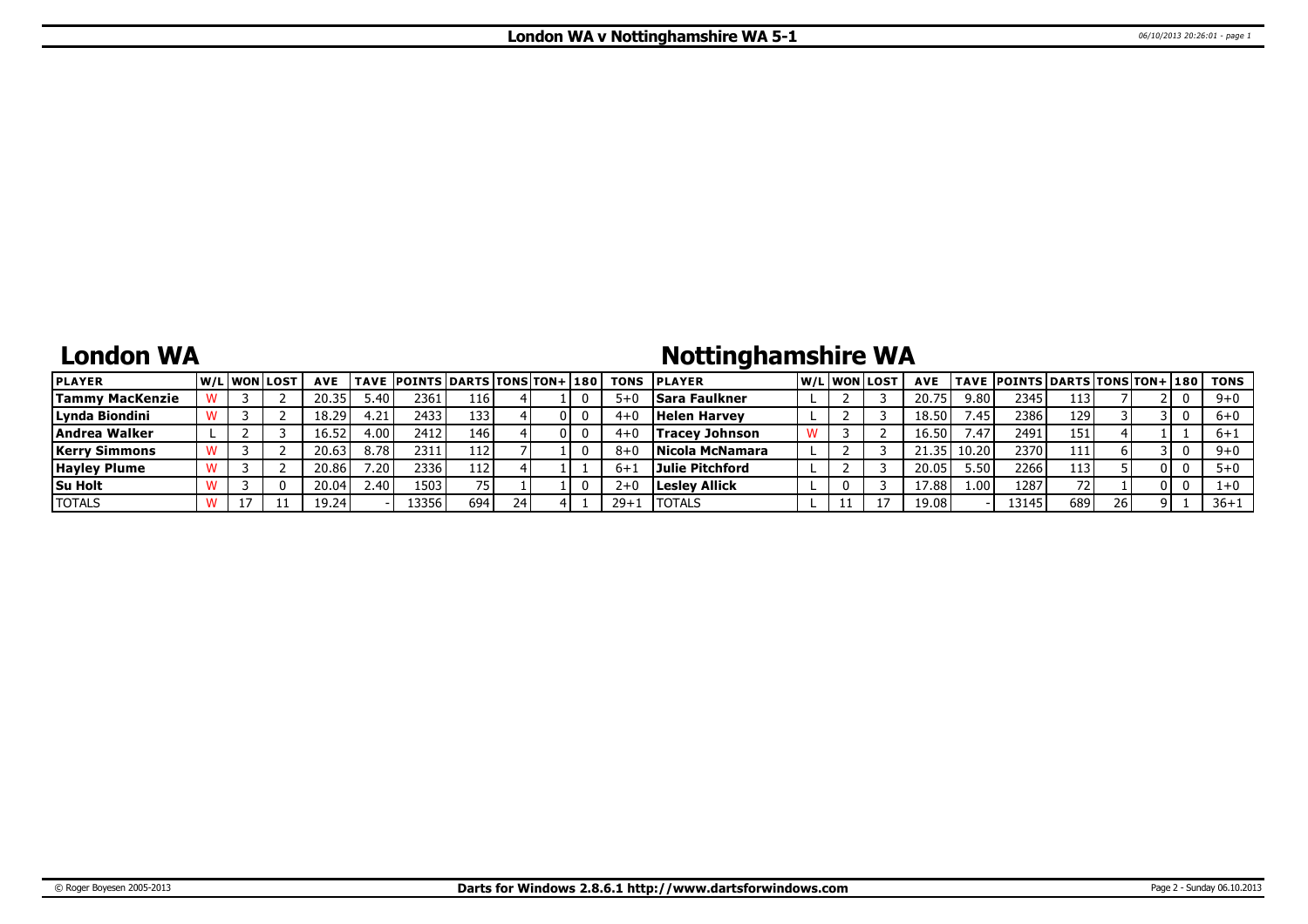# London WA v Nottinghamshire WA 5-1

## London WA

| PLAYER | W/L | WON | LOST | AVE | TAVE | POINTS | DARTS | TONS | TON+ | 180 | TONS |
|---|---|---|---|---|---|---|---|---|---|---|---|
| Tammy MacKenzie | W | 3 | 2 | 20.35 | 5.40 | 2361 | 116 | 4 | 1 | 0 | 5+0 |
| Lynda Biondini | W | 3 | 2 | 18.29 | 4.21 | 2433 | 133 | 4 | 0 | 0 | 4+0 |
| Andrea Walker | L | 2 | 3 | 16.52 | 4.00 | 2412 | 146 | 4 | 0 | 0 | 4+0 |
| Kerry Simmons | W | 3 | 2 | 20.63 | 8.78 | 2311 | 112 | 7 | 1 | 0 | 8+0 |
| Hayley Plume | W | 3 | 2 | 20.86 | 7.20 | 2336 | 112 | 4 | 1 | 1 | 6+1 |
| Su Holt | W | 3 | 0 | 20.04 | 2.40 | 1503 | 75 | 1 | 1 | 0 | 2+0 |
| TOTALS | W | 17 | 11 | 19.24 | - | 13356 | 694 | 24 | 4 | 1 | 29+1 |

## Nottinghamshire WA

| PLAYER | W/L | WON | LOST | AVE | TAVE | POINTS | DARTS | TONS | TON+ | 180 | TONS |
|---|---|---|---|---|---|---|---|---|---|---|---|
| Sara Faulkner | L | 2 | 3 | 20.75 | 9.80 | 2345 | 113 | 7 | 2 | 0 | 9+0 |
| Helen Harvey | L | 2 | 3 | 18.50 | 7.45 | 2386 | 129 | 3 | 3 | 0 | 6+0 |
| Tracey Johnson | W | 3 | 2 | 16.50 | 7.47 | 2491 | 151 | 4 | 1 | 1 | 6+1 |
| Nicola McNamara | L | 2 | 3 | 21.35 | 10.20 | 2370 | 111 | 6 | 3 | 0 | 9+0 |
| Julie Pitchford | L | 2 | 3 | 20.05 | 5.50 | 2266 | 113 | 5 | 0 | 0 | 5+0 |
| Lesley Allick | L | 0 | 3 | 17.88 | 1.00 | 1287 | 72 | 1 | 0 | 0 | 1+0 |
| TOTALS | L | 11 | 17 | 19.08 | - | 13145 | 689 | 26 | 9 | 1 | 36+1 |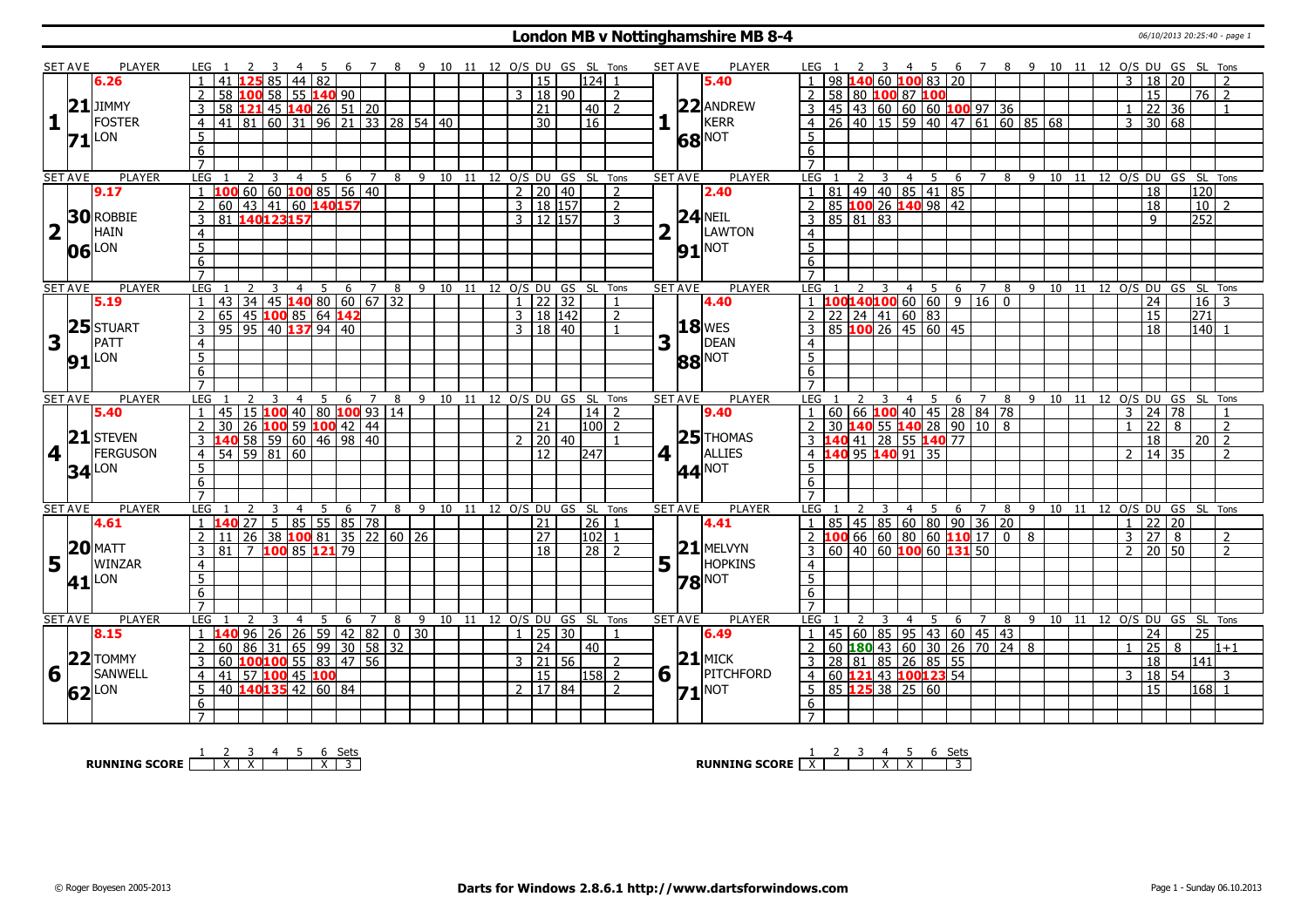# London MB v Nottinghamshire MB 8-4

| SET | SET AVE | PLAYER | LEG | 1 | 2 | 3 | 4 | 5 | 6 | 7 | 8 | 9 | 10 | 11 | 12 | O/S | DU | GS | SL | Tons | SET | SET AVE | PLAYER | LEG | 1 | 2 | 3 | 4 | 5 | 6 | 7 | 8 | 9 | 10 | 11 | 12 | O/S | DU | GS | SL | Tons |
|---|---|---|---|---|---|---|---|---|---|---|---|---|---|---|---|---|---|---|---|---|---|---|---|---|---|---|---|---|---|---|---|---|---|---|---|---|---|---|---|---|---|
| 1 | 6.26 / 21.71 | JIMMY FOSTER LON | 1 | 41 | 125 | 85 | 44 | 82 | | | | | | | | | 15 | | 124 | 1 | 1 | 5.40 / 22.68 | ANDREW KERR NOT | 1 | 98 | 140 | 60 | 100 | 83 | 20 | | | | | | | 3 | 18 | 20 | | 2 |
| | | | 2 | 58 | 100 | 58 | 55 | 140 | 90 | | | | | | | 3 | 18 | 90 | | 2 | | | | 2 | 58 | 80 | 100 | 87 | 100 | | | | | | | | | 15 | | 76 | 2 |
| | | | 3 | 58 | 121 | 45 | 140 | 26 | 51 | 20 | | | | | | | 21 | | 40 | 2 | | | | 3 | 45 | 43 | 60 | 60 | 60 | 100 | 97 | 36 | | | | | 1 | 22 | 36 | | 1 |
| | | | 4 | 41 | 81 | 60 | 31 | 96 | 21 | 33 | 28 | 54 | 40 | | | | 30 | | 16 | | | | | 4 | 26 | 40 | 15 | 59 | 40 | 47 | 61 | 60 | 85 | 68 | | | 3 | 30 | 68 | | |
| 2 | 9.17 / 30.06 | ROBBIE HAIN LON | 1 | 100 | 60 | 60 | 100 | 85 | 56 | 40 | | | | | | 2 | 20 | 40 | | 2 | 2 | 2.40 / 24.91 | NEIL LAWTON NOT | 1 | 81 | 49 | 40 | 85 | 41 | 85 | | | | | | | | 18 | | 120 | |
| | | | 2 | 60 | 43 | 41 | 60 | 140 | 157 | | | | | | | 3 | 18 | 157 | | 2 | | | | 2 | 85 | 100 | 26 | 140 | 98 | 42 | | | | | | | | 18 | | 10 | 2 |
| | | | 3 | 81 | 140 | 123 | 157 | | | | | | | | | 3 | 12 | 157 | | 3 | | | | 3 | 85 | 81 | 83 | | | | | | | | | | | 9 | | 252 | |
| 3 | 5.19 / 25.91 | STUART PATT LON | 1 | 43 | 34 | 45 | 140 | 80 | 60 | 67 | 32 | | | | | 1 | 22 | 32 | | 1 | 3 | 4.40 / 18.88 | WES DEAN NOT | 1 | 100 | 140 | 100 | 60 | 60 | 9 | 16 | 0 | | | | | | 24 | | 16 | 3 |
| | | | 2 | 65 | 45 | 100 | 85 | 64 | 142 | | | | | | | 3 | 18 | 142 | | 2 | | | | 2 | 22 | 24 | 41 | 60 | 83 | | | | | | | | | 15 | | 271 | |
| | | | 3 | 95 | 95 | 40 | 137 | 94 | 40 | | | | | | | 3 | 18 | 40 | | 1 | | | | 3 | 85 | 100 | 26 | 45 | 60 | 45 | | | | | | | | 18 | | 140 | 1 |
| 4 | 5.40 / 21.34 | STEVEN FERGUSON LON | 1 | 45 | 15 | 100 | 40 | 80 | 100 | 93 | 14 | | | | | | 24 | | 14 | 2 | 4 | 9.40 / 25.44 | THOMAS ALLIES NOT | 1 | 60 | 66 | 100 | 40 | 45 | 28 | 84 | 78 | | | | | 3 | 24 | 78 | | 1 |
| | | | 2 | 30 | 26 | 100 | 59 | 100 | 42 | 44 | | | | | | | 21 | | 100 | 2 | | | | 2 | 30 | 140 | 55 | 140 | 28 | 90 | 10 | 8 | | | | | 1 | 22 | 8 | | 2 |
| | | | 3 | 140 | 58 | 59 | 60 | 46 | 98 | 40 | | | | | | 2 | 20 | 40 | | 1 | | | | 3 | 140 | 41 | 28 | 55 | 140 | 77 | | | | | | | | 18 | | 20 | 2 |
| | | | 4 | 54 | 59 | 81 | 60 | | | | | | | | | | 12 | | 247 | | | | | 4 | 140 | 95 | 140 | 91 | 35 | | | | | | | | 2 | 14 | 35 | | 2 |
| 5 | 4.61 / 20.41 | MATT WINZAR LON | 1 | 140 | 27 | 5 | 85 | 55 | 85 | 78 | | | | | | | 21 | | 26 | 1 | 5 | 4.41 / 21.78 | MELVYN HOPKINS NOT | 1 | 85 | 45 | 85 | 60 | 80 | 90 | 36 | 20 | | | | | 1 | 22 | 20 | | |
| | | | 2 | 11 | 26 | 38 | 100 | 81 | 35 | 22 | 60 | 26 | | | | | 27 | | 102 | 1 | | | | 2 | 100 | 66 | 60 | 80 | 60 | 110 | 17 | 0 | 8 | | | | 3 | 27 | 8 | | 2 |
| | | | 3 | 81 | 7 | 100 | 85 | 121 | 79 | | | | | | | | 18 | | 28 | 2 | | | | 3 | 60 | 40 | 60 | 100 | 60 | 131 | 50 | | | | | | 2 | 20 | 50 | | 2 |
| 6 | 8.15 / 22.62 | TOMMY SANWELL LON | 1 | 140 | 96 | 26 | 26 | 59 | 42 | 82 | 0 | 30 | | | | 1 | 25 | 30 | | 1 | 6 | 6.49 / 21.71 | MICK PITCHFORD NOT | 1 | 45 | 60 | 85 | 95 | 43 | 60 | 45 | 43 | | | | | | 24 | | 25 | |
| | | | 2 | 60 | 86 | 31 | 65 | 99 | 30 | 58 | 32 | | | | | | 24 | | 40 | | | | | 2 | 60 | 180 | 43 | 60 | 30 | 26 | 70 | 24 | 8 | | | | 1 | 25 | 8 | | 1+1 |
| | | | 3 | 60 | 100 | 100 | 55 | 83 | 47 | 56 | | | | | | 3 | 21 | 56 | | 2 | | | | 3 | 28 | 81 | 85 | 26 | 85 | 55 | | | | | | | | 18 | | 141 | |
| | | | 4 | 41 | 57 | 100 | 45 | 100 | | | | | | | | | 15 | | 158 | 2 | | | | 4 | 60 | 121 | 43 | 100 | 123 | 54 | | | | | | | 3 | 18 | 54 | | 3 |
| | | | 5 | 40 | 140 | 135 | 42 | 60 | 84 | | | | | | | 2 | 17 | 84 | | 2 | | | | 5 | 85 | 125 | 38 | 25 | 60 | | | | | | | | | 15 | | 168 | 1 |

| RUNNING SCORE | 1 | 2 | 3 | 4 | 5 | 6 | Sets |
|---|---|---|---|---|---|---|---|
| London | | X | X | | | X | 3 |
| Nottinghamshire | X | | | X | X | | 3 |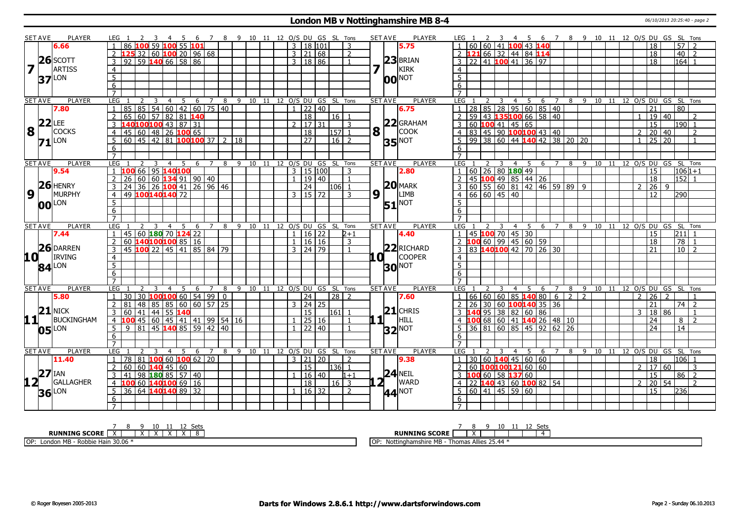# London MB v Nottinghamshire MB 8-4

06/10/2013 20:25:40 - page 2

## Set 7

| SET AVE | PLAYER | LEG | 1 | 2 | 3 | 4 | 5 | 6 | 7 | 8 | 9 | 10 | 11 | 12 | O/S | DU | GS | SL | Tons |
|---|---|---|---|---|---|---|---|---|---|---|---|---|---|---|---|---|---|---|---|
| 6.66 | SCOTT ARTISS LON | 1 | 86 | 100 | 59 | 100 | 55 | 101 | | | | | | | 3 | 18 | 101 | | 3 |
| 26.37 | | 2 | 125 | 32 | 60 | 100 | 20 | 96 | 68 | | | | | | 3 | 21 | 68 | | 2 |
| | | 3 | 92 | 59 | 140 | 66 | 58 | 86 | | | | | | | 3 | 18 | 86 | | 1 |

| SET AVE | PLAYER | LEG | 1 | 2 | 3 | 4 | 5 | 6 | 7 | 8 | 9 | 10 | 11 | 12 | O/S | DU | GS | SL | Tons |
|---|---|---|---|---|---|---|---|---|---|---|---|---|---|---|---|---|---|---|---|
| 5.75 | BRIAN KIRK NOT | 1 | 60 | 60 | 41 | 100 | 43 | 140 | | | | | | | | 18 | | 57 | 2 |
| 23.00 | | 2 | 121 | 66 | 32 | 44 | 84 | 114 | | | | | | | | 18 | | 40 | 2 |
| | | 3 | 22 | 41 | 100 | 41 | 36 | 97 | | | | | | | | 18 | | 164 | 1 |

## Set 8

| SET AVE | PLAYER | LEG | 1 | 2 | 3 | 4 | 5 | 6 | 7 | 8 | 9 | 10 | 11 | 12 | O/S | DU | GS | SL | Tons |
|---|---|---|---|---|---|---|---|---|---|---|---|---|---|---|---|---|---|---|---|
| 7.80 | LEE COCKS LON | 1 | 85 | 85 | 54 | 60 | 42 | 60 | 75 | 40 | | | | | 1 | 22 | 40 | | |
| 22.71 | | 2 | 65 | 60 | 57 | 82 | 81 | 140 | | | | | | | | 18 | | 16 | 1 |
| | | 3 | 140 | 100 | 100 | 43 | 87 | 31 | | | | | | | 2 | 17 | 31 | | 3 |
| | | 4 | 45 | 60 | 48 | 26 | 100 | 65 | | | | | | | | 18 | | 157 | 1 |
| | | 5 | 60 | 45 | 42 | 81 | 100 | 100 | 37 | 2 | 18 | | | | | 27 | | 16 | 2 |

| SET AVE | PLAYER | LEG | 1 | 2 | 3 | 4 | 5 | 6 | 7 | 8 | 9 | 10 | 11 | 12 | O/S | DU | GS | SL | Tons |
|---|---|---|---|---|---|---|---|---|---|---|---|---|---|---|---|---|---|---|---|
| 6.75 | GRAHAM COOK NOT | 1 | 28 | 85 | 28 | 95 | 60 | 85 | 40 | | | | | | | 21 | | 80 | |
| 22.35 | | 2 | 59 | 43 | 135 | 100 | 66 | 58 | 40 | | | | | | 1 | 19 | 40 | | 2 |
| | | 3 | 60 | 100 | 41 | 45 | 65 | | | | | | | | | 15 | | 190 | 1 |
| | | 4 | 83 | 45 | 90 | 100 | 100 | 43 | 40 | | | | | | 2 | 20 | 40 | | 2 |
| | | 5 | 99 | 38 | 60 | 44 | 140 | 42 | 38 | 20 | 20 | | | | 1 | 25 | 20 | | 1 |

## Set 9

| SET AVE | PLAYER | LEG | 1 | 2 | 3 | 4 | 5 | 6 | 7 | 8 | 9 | 10 | 11 | 12 | O/S | DU | GS | SL | Tons |
|---|---|---|---|---|---|---|---|---|---|---|---|---|---|---|---|---|---|---|---|
| 9.54 | HENRY MURPHY LON | 1 | 100 | 66 | 95 | 140 | 100 | | | | | | | | 3 | 15 | 100 | | 3 |
| 26.00 | | 2 | 26 | 60 | 60 | 134 | 91 | 90 | 40 | | | | | | 1 | 19 | 40 | | 1 |
| | | 3 | 24 | 36 | 26 | 100 | 41 | 26 | 96 | 46 | | | | | | 24 | | 106 | 1 |
| | | 4 | 49 | 100 | 140 | 140 | 72 | | | | | | | | 3 | 15 | 72 | | 3 |

| SET AVE | PLAYER | LEG | 1 | 2 | 3 | 4 | 5 | 6 | 7 | 8 | 9 | 10 | 11 | 12 | O/S | DU | GS | SL | Tons |
|---|---|---|---|---|---|---|---|---|---|---|---|---|---|---|---|---|---|---|---|
| 2.80 | MARK LIMB NOT | 1 | 60 | 26 | 80 | 180 | 49 | | | | | | | | | 15 | | 106 | 1+1 |
| 20.51 | | 2 | 45 | 100 | 49 | 85 | 44 | 26 | | | | | | | | 18 | | 152 | 1 |
| | | 3 | 60 | 55 | 60 | 81 | 42 | 46 | 59 | 89 | 9 | | | | 2 | 26 | 9 | | |
| | | 4 | 66 | 60 | 45 | 40 | | | | | | | | | | 12 | | 290 | |

## Set 10

| SET AVE | PLAYER | LEG | 1 | 2 | 3 | 4 | 5 | 6 | 7 | 8 | 9 | 10 | 11 | 12 | O/S | DU | GS | SL | Tons |
|---|---|---|---|---|---|---|---|---|---|---|---|---|---|---|---|---|---|---|---|
| 7.44 | DARREN IRVING LON | 1 | 45 | 60 | 180 | 70 | 124 | 22 | | | | | | | 1 | 16 | 22 | | 2+1 |
| 26.84 | | 2 | 60 | 140 | 100 | 100 | 85 | 16 | | | | | | | 1 | 16 | 16 | | 3 |
| | | 3 | 45 | 100 | 22 | 45 | 41 | 85 | 84 | 79 | | | | | 3 | 24 | 79 | | 1 |

| SET AVE | PLAYER | LEG | 1 | 2 | 3 | 4 | 5 | 6 | 7 | 8 | 9 | 10 | 11 | 12 | O/S | DU | GS | SL | Tons |
|---|---|---|---|---|---|---|---|---|---|---|---|---|---|---|---|---|---|---|---|
| 4.40 | RICHARD COOPER NOT | 1 | 45 | 100 | 70 | 45 | 30 | | | | | | | | | 15 | | 211 | 1 |
| 22.30 | | 2 | 100 | 60 | 99 | 45 | 60 | 59 | | | | | | | | 18 | | 78 | 1 |
| | | 3 | 83 | 140 | 100 | 42 | 70 | 26 | 30 | | | | | | | 21 | | 10 | 2 |

## Set 11

| SET AVE | PLAYER | LEG | 1 | 2 | 3 | 4 | 5 | 6 | 7 | 8 | 9 | 10 | 11 | 12 | O/S | DU | GS | SL | Tons |
|---|---|---|---|---|---|---|---|---|---|---|---|---|---|---|---|---|---|---|---|
| 5.80 | NICK BUCKINGHAM LON | 1 | 30 | 30 | 100 | 100 | 60 | 54 | 99 | 0 | | | | | | 24 | | 28 | 2 |
| 21.05 | | 2 | 81 | 48 | 85 | 85 | 60 | 60 | 57 | 25 | | | | | 3 | 24 | 25 | | |
| | | 3 | 60 | 41 | 44 | 55 | 140 | | | | | | | | | 15 | | 161 | 1 |
| | | 4 | 100 | 45 | 60 | 45 | 41 | 41 | 99 | 54 | 16 | | | | 1 | 25 | 16 | | 1 |
| | | 5 | 9 | 81 | 45 | 140 | 85 | 59 | 42 | 40 | | | | | 1 | 22 | 40 | | 1 |

| SET AVE | PLAYER | LEG | 1 | 2 | 3 | 4 | 5 | 6 | 7 | 8 | 9 | 10 | 11 | 12 | O/S | DU | GS | SL | Tons |
|---|---|---|---|---|---|---|---|---|---|---|---|---|---|---|---|---|---|---|---|
| 7.60 | CHRIS HILL NOT | 1 | 66 | 60 | 60 | 85 | 140 | 80 | 6 | 2 | 2 | | | | 2 | 26 | 2 | | 1 |
| 21.32 | | 2 | 26 | 30 | 60 | 100 | 140 | 35 | 36 | | | | | | | 21 | | 74 | 2 |
| | | 3 | 140 | 95 | 38 | 82 | 60 | 86 | | | | | | | 3 | 18 | 86 | | 1 |
| | | 4 | 100 | 68 | 60 | 41 | 140 | 26 | 48 | 10 | | | | | | 24 | | 8 | 2 |
| | | 5 | 36 | 81 | 60 | 85 | 45 | 92 | 62 | 26 | | | | | | 24 | | 14 | |

## Set 12

| SET AVE | PLAYER | LEG | 1 | 2 | 3 | 4 | 5 | 6 | 7 | 8 | 9 | 10 | 11 | 12 | O/S | DU | GS | SL | Tons |
|---|---|---|---|---|---|---|---|---|---|---|---|---|---|---|---|---|---|---|---|
| 11.40 | IAN GALLAGHER LON | 1 | 78 | 81 | 100 | 60 | 100 | 62 | 20 | | | | | | 3 | 21 | 20 | | 2 |
| 27.36 | | 2 | 60 | 60 | 140 | 45 | 60 | | | | | | | | | 15 | | 136 | 1 |
| | | 3 | 41 | 98 | 180 | 85 | 57 | 40 | | | | | | | 1 | 16 | 40 | | 1+1 |
| | | 4 | 100 | 60 | 140 | 100 | 69 | 16 | | | | | | | | 18 | | 16 | 3 |
| | | 5 | 36 | 64 | 140 | 140 | 89 | 32 | | | | | | | 1 | 16 | 32 | | 2 |

| SET AVE | PLAYER | LEG | 1 | 2 | 3 | 4 | 5 | 6 | 7 | 8 | 9 | 10 | 11 | 12 | O/S | DU | GS | SL | Tons |
|---|---|---|---|---|---|---|---|---|---|---|---|---|---|---|---|---|---|---|---|
| 9.38 | NEIL WARD NOT | 1 | 30 | 60 | 140 | 45 | 60 | 60 | | | | | | | | 18 | | 106 | 1 |
| 24.44 | | 2 | 60 | 100 | 100 | 121 | 60 | 60 | | | | | | | 2 | 17 | 60 | | 3 |
| | | 3 | 100 | 60 | 58 | 137 | 60 | | | | | | | | | 15 | | 86 | 2 |
| | | 4 | 22 | 140 | 43 | 60 | 100 | 82 | 54 | | | | | | 2 | 20 | 54 | | 2 |
| | | 5 | 60 | 41 | 45 | 59 | 60 | | | | | | | | | 15 | | 236 | |

| RUNNING SCORE | 7 | 8 | 9 | 10 | 11 | 12 | Sets |
|---|---|---|---|---|---|---|---|
| London MB | X | | X | X | X | X | 8 |
| Nottinghamshire MB | | X | | | | | 4 |

OP: London MB - Robbie Hain 30.06 *

OP: Nottinghamshire MB - Thomas Allies 25.44 *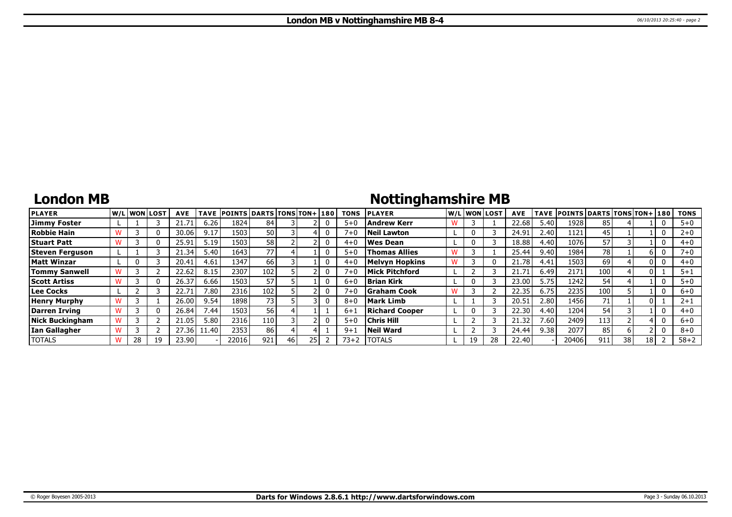# London MB v Nottinghamshire MB 8-4

## London MB

| PLAYER | W/L | WON | LOST | AVE | TAVE | POINTS | DARTS | TONS | TON+ | 180 | TONS |
|---|---|---|---|---|---|---|---|---|---|---|---|
| Jimmy Foster | L | 1 | 3 | 21.71 | 6.26 | 1824 | 84 | 3 | 2 | 0 | 5+0 |
| Robbie Hain | W | 3 | 0 | 30.06 | 9.17 | 1503 | 50 | 3 | 4 | 0 | 7+0 |
| Stuart Patt | W | 3 | 0 | 25.91 | 5.19 | 1503 | 58 | 2 | 2 | 0 | 4+0 |
| Steven Ferguson | L | 1 | 3 | 21.34 | 5.40 | 1643 | 77 | 4 | 1 | 0 | 5+0 |
| Matt Winzar | L | 0 | 3 | 20.41 | 4.61 | 1347 | 66 | 3 | 1 | 0 | 4+0 |
| Tommy Sanwell | W | 3 | 2 | 22.62 | 8.15 | 2307 | 102 | 5 | 2 | 0 | 7+0 |
| Scott Artiss | W | 3 | 0 | 26.37 | 6.66 | 1503 | 57 | 5 | 1 | 0 | 6+0 |
| Lee Cocks | L | 2 | 3 | 22.71 | 7.80 | 2316 | 102 | 5 | 2 | 0 | 7+0 |
| Henry Murphy | W | 3 | 1 | 26.00 | 9.54 | 1898 | 73 | 5 | 3 | 0 | 8+0 |
| Darren Irving | W | 3 | 0 | 26.84 | 7.44 | 1503 | 56 | 4 | 1 | 1 | 6+1 |
| Nick Buckingham | W | 3 | 2 | 21.05 | 5.80 | 2316 | 110 | 3 | 2 | 0 | 5+0 |
| Ian Gallagher | W | 3 | 2 | 27.36 | 11.40 | 2353 | 86 | 4 | 4 | 1 | 9+1 |
| TOTALS | W | 28 | 19 | 23.90 | - | 22016 | 921 | 46 | 25 | 2 | 73+2 |

## Nottinghamshire MB

| PLAYER | W/L | WON | LOST | AVE | TAVE | POINTS | DARTS | TONS | TON+ | 180 | TONS |
|---|---|---|---|---|---|---|---|---|---|---|---|
| Andrew Kerr | W | 3 | 1 | 22.68 | 5.40 | 1928 | 85 | 4 | 1 | 0 | 5+0 |
| Neil Lawton | L | 0 | 3 | 24.91 | 2.40 | 1121 | 45 | 1 | 1 | 0 | 2+0 |
| Wes Dean | L | 0 | 3 | 18.88 | 4.40 | 1076 | 57 | 3 | 1 | 0 | 4+0 |
| Thomas Allies | W | 3 | 1 | 25.44 | 9.40 | 1984 | 78 | 1 | 6 | 0 | 7+0 |
| Melvyn Hopkins | W | 3 | 0 | 21.78 | 4.41 | 1503 | 69 | 4 | 0 | 0 | 4+0 |
| Mick Pitchford | L | 2 | 3 | 21.71 | 6.49 | 2171 | 100 | 4 | 0 | 1 | 5+1 |
| Brian Kirk | L | 0 | 3 | 23.00 | 5.75 | 1242 | 54 | 4 | 1 | 0 | 5+0 |
| Graham Cook | W | 3 | 2 | 22.35 | 6.75 | 2235 | 100 | 5 | 1 | 0 | 6+0 |
| Mark Limb | L | 1 | 3 | 20.51 | 2.80 | 1456 | 71 | 1 | 0 | 1 | 2+1 |
| Richard Cooper | L | 0 | 3 | 22.30 | 4.40 | 1204 | 54 | 3 | 1 | 0 | 4+0 |
| Chris Hill | L | 2 | 3 | 21.32 | 7.60 | 2409 | 113 | 2 | 4 | 0 | 6+0 |
| Neil Ward | L | 2 | 3 | 24.44 | 9.38 | 2077 | 85 | 6 | 2 | 0 | 8+0 |
| TOTALS | L | 19 | 28 | 22.40 | - | 20406 | 911 | 38 | 18 | 2 | 58+2 |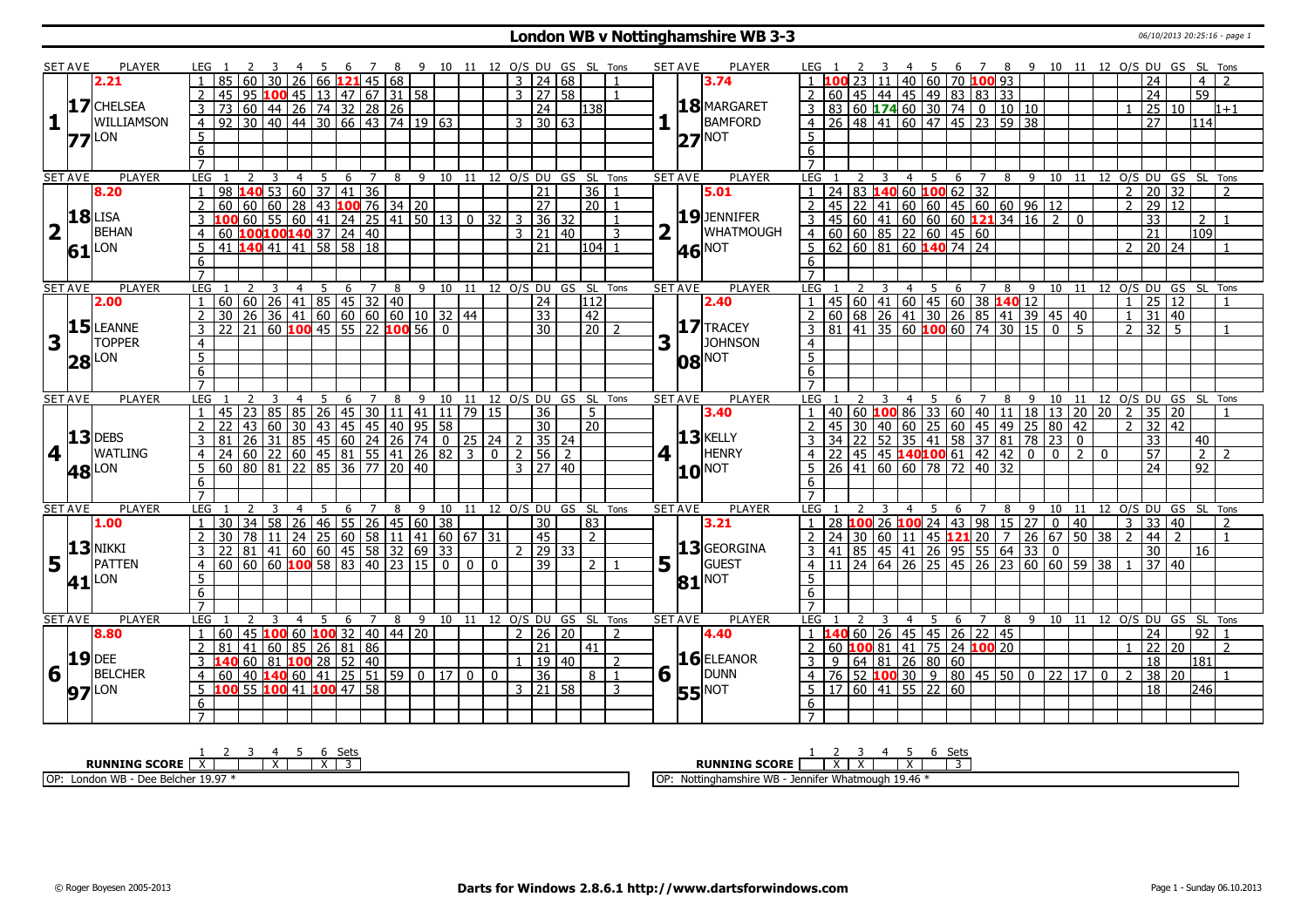# London WB v Nottinghamshire WB 3-3

06/10/2013 20:25:16 - page 1

| SET | AVE | PLAYER | LEG | 1 | 2 | 3 | 4 | 5 | 6 | 7 | 8 | 9 | 10 | 11 | 12 | O/S | DU | GS | SL | Tons | SET | AVE | PLAYER | LEG | 1 | 2 | 3 | 4 | 5 | 6 | 7 | 8 | 9 | 10 | 11 | 12 | O/S | DU | GS | SL | Tons |
|---|---|---|---|---|---|---|---|---|---|---|---|---|---|---|---|---|---|---|---|---|---|---|---|---|---|---|---|---|---|---|---|---|---|---|---|---|---|---|---|---|---|
| 1 | 2.21 | 17 CHELSEA WILLIAMSON 77 LON | 1 | 85 | 60 | 30 | 26 | 66 | 121 | 45 | 68 | | | | | 3 | 24 | 68 | | 1 | 1 | 3.74 | 18 MARGARET BAMFORD 27 NOT | 1 | 100 | 23 | 11 | 40 | 60 | 70 | 100 | 93 | | | | | | 24 | | 4 | 2 |
| | | | 2 | 45 | 95 | 100 | 45 | 13 | 47 | 67 | 31 | 58 | | | | 3 | 27 | 58 | | 1 | | | | 2 | 60 | 45 | 44 | 45 | 49 | 83 | 83 | 33 | | | | | | 24 | | 59 | |
| | | | 3 | 73 | 60 | 44 | 26 | 74 | 32 | 28 | 26 | | | | | | 24 | | 138 | | | | | 3 | 83 | 60 | 174 | 60 | 30 | 74 | 0 | 10 | 10 | | | | 1 | 25 | 10 | | 1+1 |
| | | | 4 | 92 | 30 | 40 | 44 | 30 | 66 | 43 | 74 | 19 | 63 | | | 3 | 30 | 63 | | | | | | 4 | 26 | 48 | 41 | 60 | 47 | 45 | 23 | 59 | 38 | | | | | 27 | | 114 | |
| | | | 5 | | | | | | | | | | | | | | | | | | | | | 5 | | | | | | | | | | | | | | | | | |
| | | | 6 | | | | | | | | | | | | | | | | | | | | | 6 | | | | | | | | | | | | | | | | | |
| | | | 7 | | | | | | | | | | | | | | | | | | | | | 7 | | | | | | | | | | | | | | | | | |
| 2 | 8.20 | 18 LISA BEHAN 61 LON | 1 | 98 | 140 | 53 | 60 | 37 | 41 | 36 | | | | | | | 21 | | 36 | 1 | 2 | 5.01 | 19 JENNIFER WHATMOUGH 46 NOT | 1 | 24 | 83 | 140 | 60 | 100 | 62 | 32 | | | | | | 2 | 20 | 32 | | 2 |
| | | | 2 | 60 | 60 | 60 | 28 | 43 | 100 | 76 | 34 | 20 | | | | | 27 | | 20 | 1 | | | | 2 | 45 | 22 | 41 | 60 | 60 | 45 | 60 | 60 | 96 | 12 | | | 2 | 29 | 12 | | |
| | | | 3 | 100 | 60 | 55 | 60 | 41 | 24 | 25 | 41 | 50 | 13 | 0 | 32 | 3 | 36 | 32 | | 1 | | | | 3 | 45 | 60 | 41 | 60 | 60 | 60 | 121 | 34 | 16 | 2 | 0 | | | 33 | | 2 | 1 |
| | | | 4 | 60 | 100 | 100 | 140 | 37 | 24 | 40 | | | | | | 3 | 21 | 40 | | 3 | | | | 4 | 60 | 60 | 85 | 22 | 60 | 45 | 60 | | | | | | | 21 | | 109 | |
| | | | 5 | 41 | 140 | 41 | 41 | 58 | 58 | 18 | | | | | | | 21 | | 104 | 1 | | | | 5 | 62 | 60 | 81 | 60 | 140 | 74 | 24 | | | | | | 2 | 20 | 24 | | 1 |
| | | | 6 | | | | | | | | | | | | | | | | | | | | | 6 | | | | | | | | | | | | | | | | | |
| | | | 7 | | | | | | | | | | | | | | | | | | | | | 7 | | | | | | | | | | | | | | | | | |
| 3 | 2.00 | 15 LEANNE TOPPER 28 LON | 1 | 60 | 60 | 26 | 41 | 85 | 45 | 32 | 40 | | | | | | 24 | | 112 | | 3 | 2.40 | 17 TRACEY JOHNSON 08 NOT | 1 | 45 | 60 | 41 | 60 | 45 | 60 | 38 | 140 | 12 | | | | 1 | 25 | 12 | | 1 |
| | | | 2 | 30 | 26 | 36 | 41 | 60 | 60 | 60 | 60 | 10 | 32 | 44 | | | 33 | | 42 | | | | | 2 | 60 | 68 | 26 | 41 | 30 | 26 | 85 | 41 | 39 | 45 | 40 | | 1 | 31 | 40 | | |
| | | | 3 | 22 | 21 | 60 | 100 | 45 | 55 | 22 | 100 | 56 | 0 | | | | 30 | | 20 | 2 | | | | 3 | 81 | 41 | 35 | 60 | 100 | 60 | 74 | 30 | 15 | 0 | 5 | | 2 | 32 | 5 | | 1 |
| | | | 4 | | | | | | | | | | | | | | | | | | | | | 4 | | | | | | | | | | | | | | | | | |
| | | | 5 | | | | | | | | | | | | | | | | | | | | | 5 | | | | | | | | | | | | | | | | | |
| | | | 6 | | | | | | | | | | | | | | | | | | | | | 6 | | | | | | | | | | | | | | | | | |
| | | | 7 | | | | | | | | | | | | | | | | | | | | | 7 | | | | | | | | | | | | | | | | | |
| 4 | | 13 DEBS WATLING 48 LON | 1 | 45 | 23 | 85 | 85 | 26 | 45 | 30 | 11 | 41 | 11 | 79 | 15 | | 36 | | 5 | | 4 | 3.40 | 13 KELLY HENRY 10 NOT | 1 | 40 | 60 | 100 | 86 | 33 | 60 | 40 | 11 | 18 | 13 | 20 | 20 | 2 | 35 | 20 | | 1 |
| | | | 2 | 22 | 43 | 60 | 30 | 43 | 45 | 45 | 40 | 95 | 58 | | | | 30 | | 20 | | | | | 2 | 45 | 30 | 40 | 60 | 25 | 60 | 45 | 49 | 25 | 80 | 42 | | 2 | 32 | 42 | | |
| | | | 3 | 81 | 26 | 31 | 85 | 45 | 60 | 24 | 26 | 74 | 0 | 25 | 24 | 2 | 35 | 24 | | | | | | 3 | 34 | 22 | 52 | 35 | 41 | 58 | 37 | 81 | 78 | 23 | 0 | | | 33 | | 40 | |
| | | | 4 | 24 | 60 | 22 | 60 | 45 | 81 | 55 | 41 | 26 | 82 | 3 | 0 | 2 | 56 | 2 | | | | | | 4 | 22 | 45 | 45 | 140 | 100 | 61 | 42 | 42 | 0 | 0 | 2 | 0 | | 57 | | 2 | 2 |
| | | | 5 | 60 | 80 | 81 | 22 | 85 | 36 | 77 | 20 | 40 | | | | 3 | 27 | 40 | | | | | | 5 | 26 | 41 | 60 | 60 | 78 | 72 | 40 | 32 | | | | | | 24 | | 92 | |
| | | | 6 | | | | | | | | | | | | | | | | | | | | | 6 | | | | | | | | | | | | | | | | | |
| | | | 7 | | | | | | | | | | | | | | | | | | | | | 7 | | | | | | | | | | | | | | | | | |
| 5 | 1.00 | 13 NIKKI PATTEN 41 LON | 1 | 30 | 34 | 58 | 26 | 46 | 55 | 26 | 45 | 60 | 38 | | | | 30 | | 83 | | 5 | 3.21 | 13 GEORGINA GUEST 81 NOT | 1 | 28 | 100 | 26 | 100 | 24 | 43 | 98 | 15 | 27 | 0 | 40 | | 3 | 33 | 40 | | 2 |
| | | | 2 | 30 | 78 | 11 | 24 | 25 | 60 | 58 | 11 | 41 | 60 | 67 | 31 | | 45 | | 2 | | | | | 2 | 24 | 30 | 60 | 11 | 45 | 121 | 20 | 7 | 26 | 67 | 50 | 38 | 2 | 44 | 2 | | 1 |
| | | | 3 | 22 | 81 | 41 | 60 | 60 | 45 | 58 | 32 | 69 | 33 | | | 2 | 29 | 33 | | | | | | 3 | 41 | 85 | 45 | 41 | 26 | 95 | 55 | 64 | 33 | 0 | | | | 30 | | 16 | |
| | | | 4 | 60 | 60 | 60 | 100 | 58 | 83 | 40 | 23 | 15 | 0 | 0 | 0 | | 39 | | 2 | 1 | | | | 4 | 11 | 24 | 64 | 26 | 25 | 45 | 26 | 23 | 60 | 60 | 59 | 38 | 1 | 37 | 40 | | |
| | | | 5 | | | | | | | | | | | | | | | | | | | | | 5 | | | | | | | | | | | | | | | | | |
| | | | 6 | | | | | | | | | | | | | | | | | | | | | 6 | | | | | | | | | | | | | | | | | |
| | | | 7 | | | | | | | | | | | | | | | | | | | | | 7 | | | | | | | | | | | | | | | | | |
| 6 | 8.80 | 19 DEE BELCHER 97 LON | 1 | 60 | 45 | 100 | 60 | 100 | 32 | 40 | 44 | 20 | | | | 2 | 26 | 20 | | 2 | 6 | 4.40 | 16 ELEANOR DUNN 55 NOT | 1 | 140 | 60 | 26 | 45 | 45 | 26 | 22 | 45 | | | | | | 24 | | 92 | 1 |
| | | | 2 | 81 | 41 | 60 | 85 | 26 | 81 | 86 | | | | | | | 21 | | 41 | | | | | 2 | 60 | 100 | 81 | 41 | 75 | 24 | 100 | 20 | | | | | 1 | 22 | 20 | | 2 |
| | | | 3 | 140 | 60 | 81 | 100 | 28 | 52 | 40 | | | | | | 1 | 19 | 40 | | 2 | | | | 3 | 9 | 64 | 81 | 26 | 80 | 60 | | | | | | | | 18 | | 181 | |
| | | | 4 | 60 | 40 | 140 | 60 | 41 | 25 | 51 | 59 | 0 | 17 | 0 | 0 | | 36 | | 8 | 1 | | | | 4 | 76 | 52 | 100 | 30 | 9 | 80 | 45 | 50 | 0 | 22 | 17 | 0 | 2 | 38 | 20 | | 1 |
| | | | 5 | 100 | 55 | 100 | 41 | 100 | 47 | 58 | | | | | | 3 | 21 | 58 | | 3 | | | | 5 | 17 | 60 | 41 | 55 | 22 | 60 | | | | | | | | 18 | | 246 | |
| | | | 6 | | | | | | | | | | | | | | | | | | | | | 6 | | | | | | | | | | | | | | | | | |
| | | | 7 | | | | | | | | | | | | | | | | | | | | | 7 | | | | | | | | | | | | | | | | | |

| RUNNING SCORE | 1 | 2 | 3 | 4 | 5 | 6 | Sets |
|---|---|---|---|---|---|---|---|
| London WB | X | | | X | | X | 3 |
| Nottinghamshire WB | | X | X | | X | | 3 |

OP: London WB - Dee Belcher 19.97 *

OP: Nottinghamshire WB - Jennifer Whatmough 19.46 *

© Roger Boyesen 2005-2013 — Darts for Windows 2.8.6.1 http://www.dartsforwindows.com — Page 1 - Sunday 06.10.2013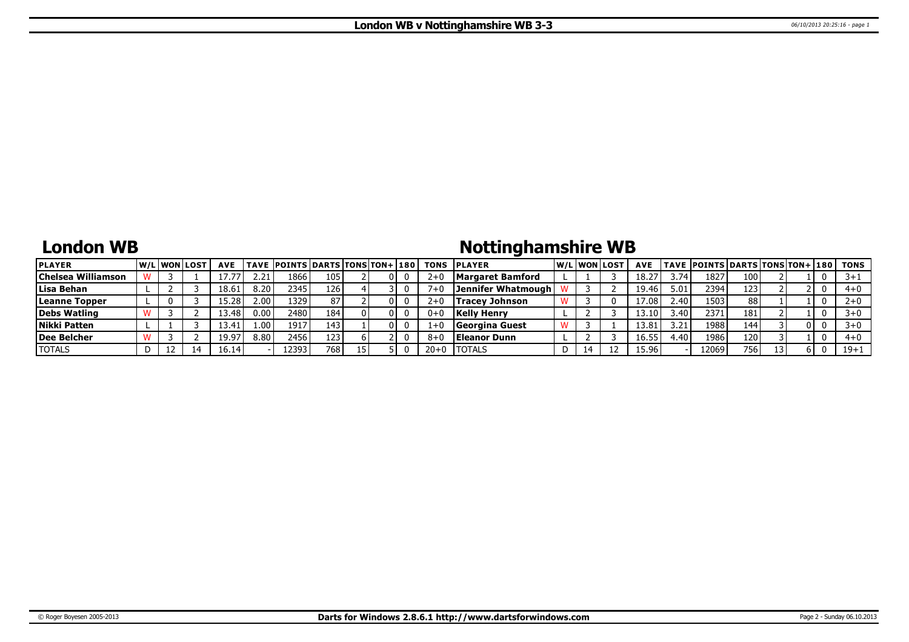# London WB v Nottinghamshire WB 3-3

## London WB

| PLAYER | W/L | WON | LOST | AVE | TAVE | POINTS | DARTS | TONS | TON+ | 180 | TONS |
|---|---|---|---|---|---|---|---|---|---|---|---|
| Chelsea Williamson | W | 3 | 1 | 17.77 | 2.21 | 1866 | 105 | 2 | 0 | 0 | 2+0 |
| Lisa Behan | L | 2 | 3 | 18.61 | 8.20 | 2345 | 126 | 4 | 3 | 0 | 7+0 |
| Leanne Topper | L | 0 | 3 | 15.28 | 2.00 | 1329 | 87 | 2 | 0 | 0 | 2+0 |
| Debs Watling | W | 3 | 2 | 13.48 | 0.00 | 2480 | 184 | 0 | 0 | 0 | 0+0 |
| Nikki Patten | L | 1 | 3 | 13.41 | 1.00 | 1917 | 143 | 1 | 0 | 0 | 1+0 |
| Dee Belcher | W | 3 | 2 | 19.97 | 8.80 | 2456 | 123 | 6 | 2 | 0 | 8+0 |
| TOTALS | D | 12 | 14 | 16.14 | - | 12393 | 768 | 15 | 5 | 0 | 20+0 |

## Nottinghamshire WB

| PLAYER | W/L | WON | LOST | AVE | TAVE | POINTS | DARTS | TONS | TON+ | 180 | TONS |
|---|---|---|---|---|---|---|---|---|---|---|---|
| Margaret Bamford | L | 1 | 3 | 18.27 | 3.74 | 1827 | 100 | 2 | 1 | 0 | 3+1 |
| Jennifer Whatmough | W | 3 | 2 | 19.46 | 5.01 | 2394 | 123 | 2 | 2 | 0 | 4+0 |
| Tracey Johnson | W | 3 | 0 | 17.08 | 2.40 | 1503 | 88 | 1 | 1 | 0 | 2+0 |
| Kelly Henry | L | 2 | 3 | 13.10 | 3.40 | 2371 | 181 | 2 | 1 | 0 | 3+0 |
| Georgina Guest | W | 3 | 1 | 13.81 | 3.21 | 1988 | 144 | 3 | 0 | 0 | 3+0 |
| Eleanor Dunn | L | 2 | 3 | 16.55 | 4.40 | 1986 | 120 | 3 | 1 | 0 | 4+0 |
| TOTALS | D | 14 | 12 | 15.96 | - | 12069 | 756 | 13 | 6 | 0 | 19+1 |